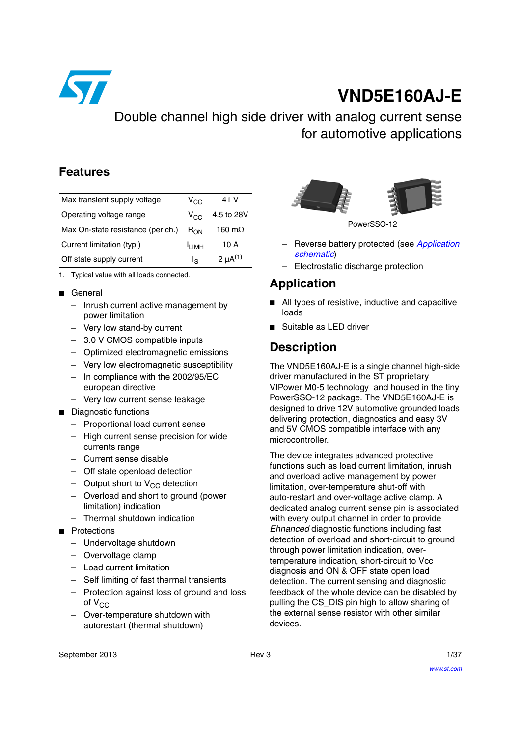# VND5E160AJ-E

## Double channel high side driver with analog current sense for automotive applications

## Features

| Max transient supply voltage | $V_{CC}$ | 41 V |
|---|---|---|
| Operating voltage range | $V_{CC}$ | 4.5 to 28V |
| Max On-state resistance (per ch.) | $R_{ON}$ | 160 mΩ |
| Current limitation (typ.) | $I_{LIMH}$ | 10 A |
| Off state supply current | $I_S$ | 2 µA[(1)] |

1. Typical value with all loads connected.

- General
  - Inrush current active management by power limitation
  - Very low stand-by current
  - 3.0 V CMOS compatible inputs
  - Optimized electromagnetic emissions
  - Very low electromagnetic susceptibility
  - In compliance with the 2002/95/EC european directive
  - Very low current sense leakage
- Diagnostic functions
  - Proportional load current sense
  - High current sense precision for wide currents range
  - Current sense disable
  - Off state openload detection
  - Output short to $V_{CC}$ detection
  - Overload and short to ground (power limitation) indication
  - Thermal shutdown indication
- Protections
  - Undervoltage shutdown
  - Overvoltage clamp
  - Load current limitation
  - Self limiting of fast thermal transients
  - Protection against loss of ground and loss of $V_{CC}$
  - Over-temperature shutdown with autorestart (thermal shutdown)

PowerSSO-12

  - Reverse battery protected (see *Application schematic*)
  - Electrostatic discharge protection

## Application

- All types of resistive, inductive and capacitive loads
- Suitable as LED driver

## Description

The VND5E160AJ-E is a single channel high-side driver manufactured in the ST proprietary VIPower M0-5 technology and housed in the tiny PowerSSO-12 package. The VND5E160AJ-E is designed to drive 12V automotive grounded loads delivering protection, diagnostics and easy 3V and 5V CMOS compatible interface with any microcontroller.

The device integrates advanced protective functions such as load current limitation, inrush and overload active management by power limitation, over-temperature shut-off with auto-restart and over-voltage active clamp. A dedicated analog current sense pin is associated with every output channel in order to provide *Ehnanced* diagnostic functions including fast detection of overload and short-circuit to ground through power limitation indication, over-temperature indication, short-circuit to Vcc diagnosis and ON & OFF state open load detection. The current sensing and diagnostic feedback of the whole device can be disabled by pulling the CS_DIS pin high to allow sharing of the external sense resistor with other similar devices.

September 2013 Rev 3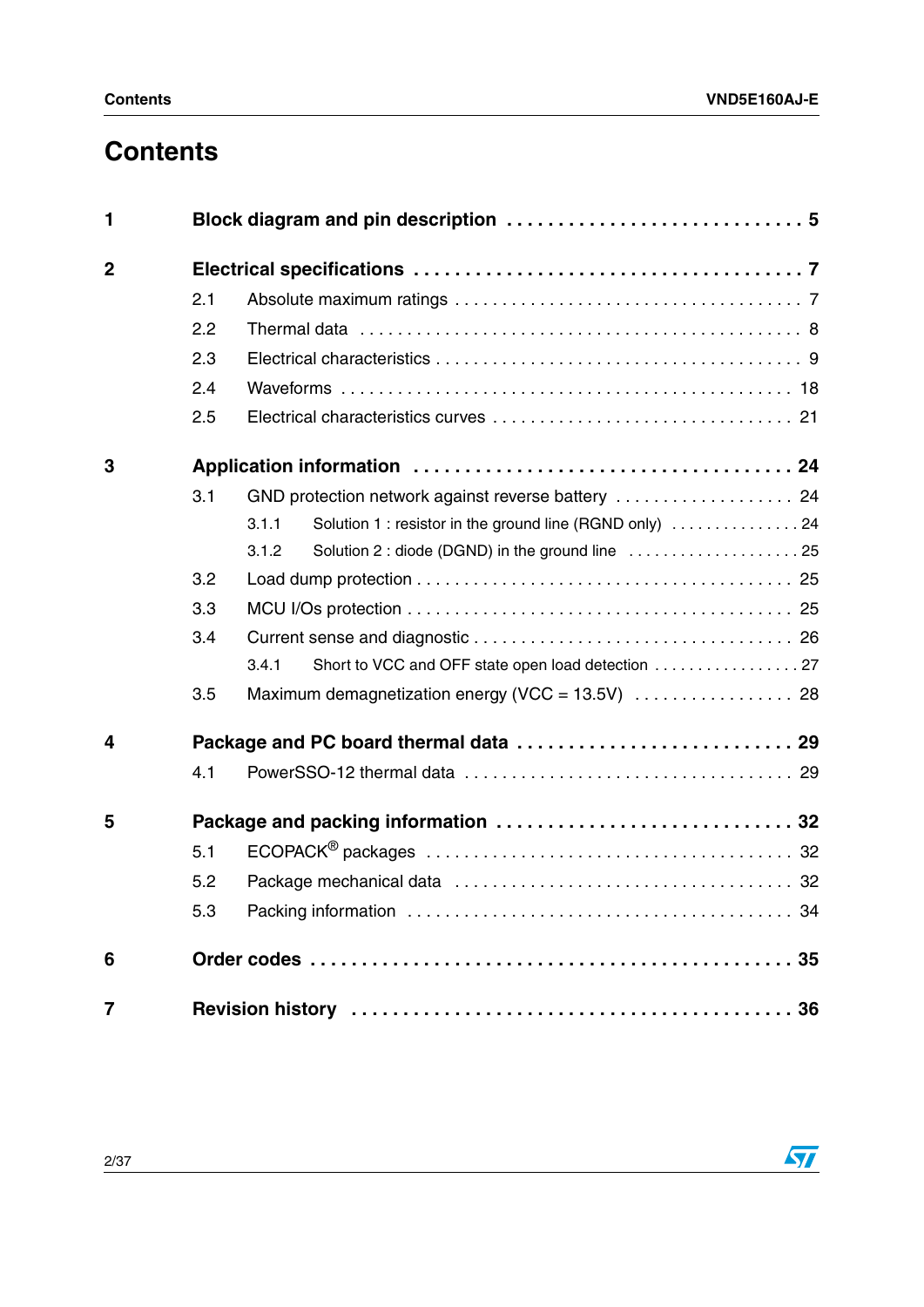# Contents

| | | |
|---|---|---|
| **1** | **Block diagram and pin description** | **5** |
| **2** | **Electrical specifications** | **7** |
| | 2.1 Absolute maximum ratings | 7 |
| | 2.2 Thermal data | 8 |
| | 2.3 Electrical characteristics | 9 |
| | 2.4 Waveforms | 18 |
| | 2.5 Electrical characteristics curves | 21 |
| **3** | **Application information** | **24** |
| | 3.1 GND protection network against reverse battery | 24 |
| | 3.1.1 Solution 1 : resistor in the ground line (RGND only) | 24 |
| | 3.1.2 Solution 2 : diode (DGND) in the ground line | 25 |
| | 3.2 Load dump protection | 25 |
| | 3.3 MCU I/Os protection | 25 |
| | 3.4 Current sense and diagnostic | 26 |
| | 3.4.1 Short to VCC and OFF state open load detection | 27 |
| | 3.5 Maximum demagnetization energy (VCC = 13.5V) | 28 |
| **4** | **Package and PC board thermal data** | **29** |
| | 4.1 PowerSSO-12 thermal data | 29 |
| **5** | **Package and packing information** | **32** |
| | 5.1 ECOPACK® packages | 32 |
| | 5.2 Package mechanical data | 32 |
| | 5.3 Packing information | 34 |
| **6** | **Order codes** | **35** |
| **7** | **Revision history** | **36** |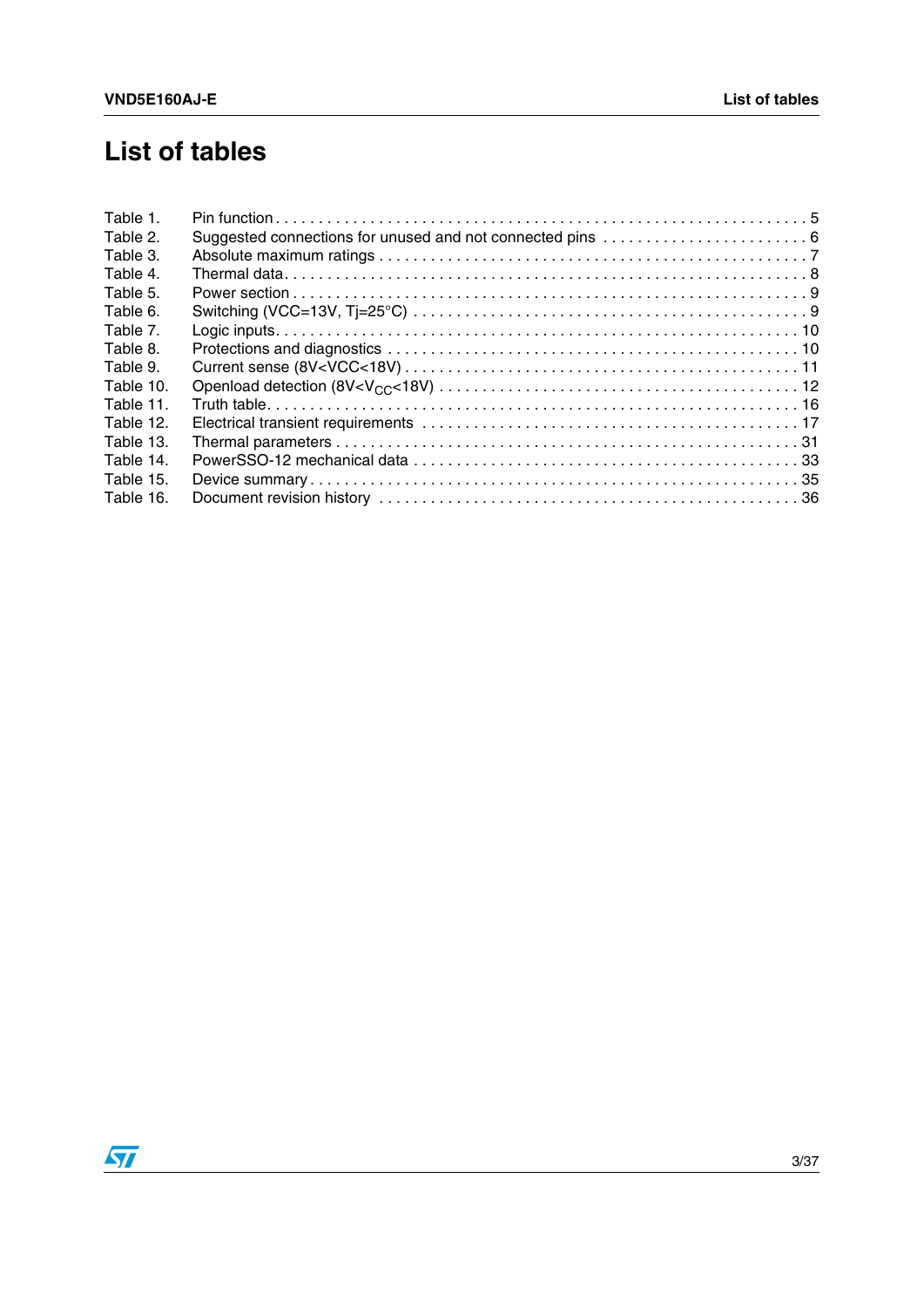# List of tables

Table 1. Pin function . . . . . . . . . . . . . . . . . . . . . . . . . . . . . . . . . . . . . . . . . . . . . . . . . . . . . . . . . . . . . 5
Table 2. Suggested connections for unused and not connected pins . . . . . . . . . . . . . . . . . . . . . . . . 6
Table 3. Absolute maximum ratings . . . . . . . . . . . . . . . . . . . . . . . . . . . . . . . . . . . . . . . . . . . . . . . 7
Table 4. Thermal data. . . . . . . . . . . . . . . . . . . . . . . . . . . . . . . . . . . . . . . . . . . . . . . . . . . . . . . . . 8
Table 5. Power section . . . . . . . . . . . . . . . . . . . . . . . . . . . . . . . . . . . . . . . . . . . . . . . . . . . . . . . . 9
Table 6. Switching (VCC=13V, Tj=25°C) . . . . . . . . . . . . . . . . . . . . . . . . . . . . . . . . . . . . . . . . . . . 9
Table 7. Logic inputs. . . . . . . . . . . . . . . . . . . . . . . . . . . . . . . . . . . . . . . . . . . . . . . . . . . . . . . . . 10
Table 8. Protections and diagnostics . . . . . . . . . . . . . . . . . . . . . . . . . . . . . . . . . . . . . . . . . . . . . 10
Table 9. Current sense (8V<VCC<18V) . . . . . . . . . . . . . . . . . . . . . . . . . . . . . . . . . . . . . . . . . . . . 11
Table 10. Openload detection (8V<$V_{CC}$<18V) . . . . . . . . . . . . . . . . . . . . . . . . . . . . . . . . . . . . . . . 12
Table 11. Truth table. . . . . . . . . . . . . . . . . . . . . . . . . . . . . . . . . . . . . . . . . . . . . . . . . . . . . . . . . 16
Table 12. Electrical transient requirements . . . . . . . . . . . . . . . . . . . . . . . . . . . . . . . . . . . . . . . . . 17
Table 13. Thermal parameters . . . . . . . . . . . . . . . . . . . . . . . . . . . . . . . . . . . . . . . . . . . . . . . . . . . 31
Table 14. PowerSSO-12 mechanical data . . . . . . . . . . . . . . . . . . . . . . . . . . . . . . . . . . . . . . . . . . 33
Table 15. Device summary . . . . . . . . . . . . . . . . . . . . . . . . . . . . . . . . . . . . . . . . . . . . . . . . . . . . . 35
Table 16. Document revision history . . . . . . . . . . . . . . . . . . . . . . . . . . . . . . . . . . . . . . . . . . . . . 36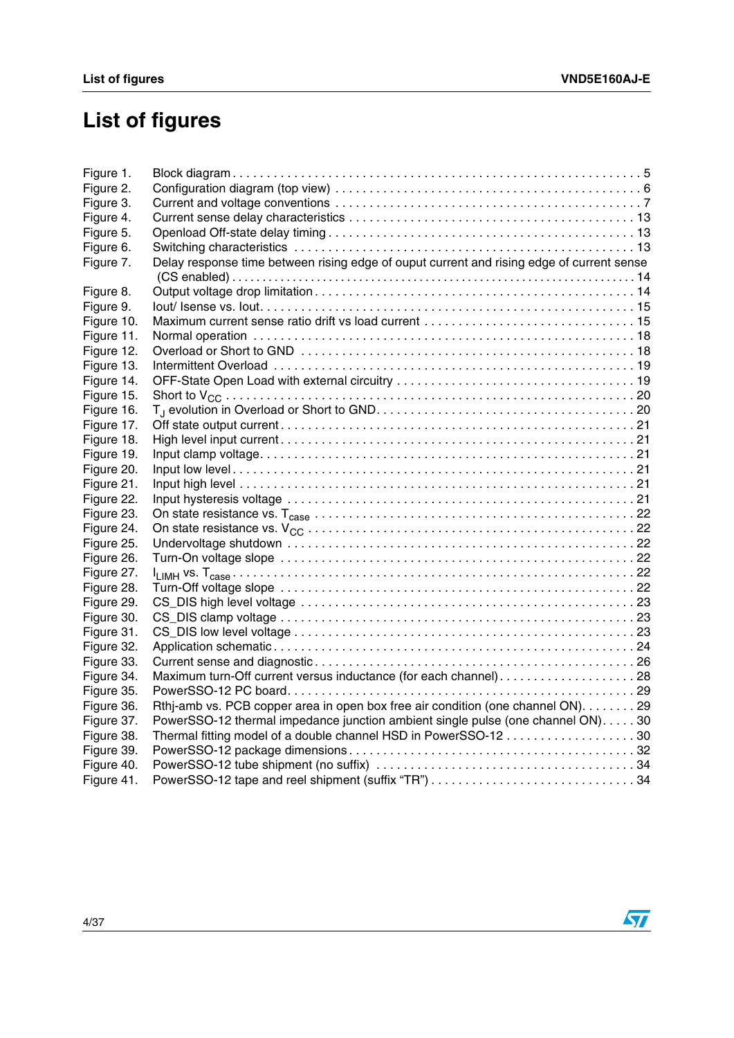# List of figures

| | | |
|---|---|---|
| Figure 1. | Block diagram | 5 |
| Figure 2. | Configuration diagram (top view) | 6 |
| Figure 3. | Current and voltage conventions | 7 |
| Figure 4. | Current sense delay characteristics | 13 |
| Figure 5. | Openload Off-state delay timing | 13 |
| Figure 6. | Switching characteristics | 13 |
| Figure 7. | Delay response time between rising edge of ouput current and rising edge of current sense (CS enabled) | 14 |
| Figure 8. | Output voltage drop limitation | 14 |
| Figure 9. | Iout/ Isense vs. Iout | 15 |
| Figure 10. | Maximum current sense ratio drift vs load current | 15 |
| Figure 11. | Normal operation | 18 |
| Figure 12. | Overload or Short to GND | 18 |
| Figure 13. | Intermittent Overload | 19 |
| Figure 14. | OFF-State Open Load with external circuitry | 19 |
| Figure 15. | Short to $V_{CC}$ | 20 |
| Figure 16. | $T_J$ evolution in Overload or Short to GND | 20 |
| Figure 17. | Off state output current | 21 |
| Figure 18. | High level input current | 21 |
| Figure 19. | Input clamp voltage | 21 |
| Figure 20. | Input low level | 21 |
| Figure 21. | Input high level | 21 |
| Figure 22. | Input hysteresis voltage | 21 |
| Figure 23. | On state resistance vs. $T_{case}$ | 22 |
| Figure 24. | On state resistance vs. $V_{CC}$ | 22 |
| Figure 25. | Undervoltage shutdown | 22 |
| Figure 26. | Turn-On voltage slope | 22 |
| Figure 27. | $I_{LIMH}$ vs. $T_{case}$ | 22 |
| Figure 28. | Turn-Off voltage slope | 22 |
| Figure 29. | CS_DIS high level voltage | 23 |
| Figure 30. | CS_DIS clamp voltage | 23 |
| Figure 31. | CS_DIS low level voltage | 23 |
| Figure 32. | Application schematic | 24 |
| Figure 33. | Current sense and diagnostic | 26 |
| Figure 34. | Maximum turn-Off current versus inductance (for each channel) | 28 |
| Figure 35. | PowerSSO-12 PC board | 29 |
| Figure 36. | Rthj-amb vs. PCB copper area in open box free air condition (one channel ON) | 29 |
| Figure 37. | PowerSSO-12 thermal impedance junction ambient single pulse (one channel ON) | 30 |
| Figure 38. | Thermal fitting model of a double channel HSD in PowerSSO-12 | 30 |
| Figure 39. | PowerSSO-12 package dimensions | 32 |
| Figure 40. | PowerSSO-12 tube shipment (no suffix) | 34 |
| Figure 41. | PowerSSO-12 tape and reel shipment (suffix “TR”) | 34 |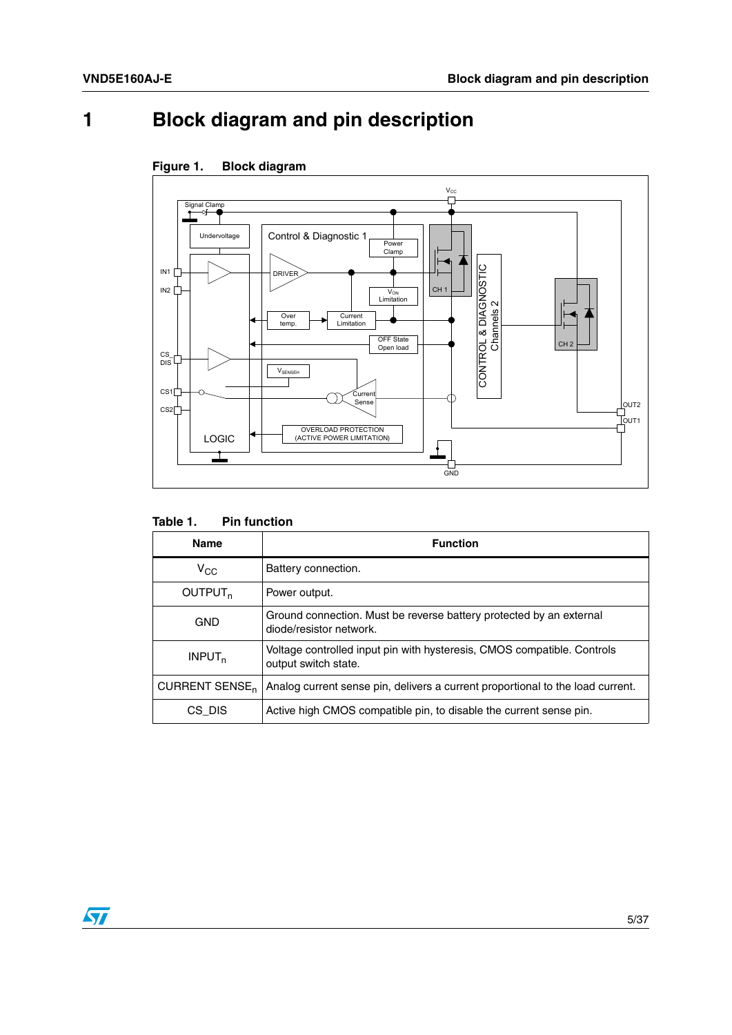# 1 Block diagram and pin description

Figure 1. Block diagram

Table 1. Pin function

| Name | Function |
|---|---|
| $V_{CC}$ | Battery connection. |
| $OUTPUT_n$ | Power output. |
| GND | Ground connection. Must be reverse battery protected by an external diode/resistor network. |
| $INPUT_n$ | Voltage controlled input pin with hysteresis, CMOS compatible. Controls output switch state. |
| CURRENT $SENSE_n$ | Analog current sense pin, delivers a current proportional to the load current. |
| CS_DIS | Active high CMOS compatible pin, to disable the current sense pin. |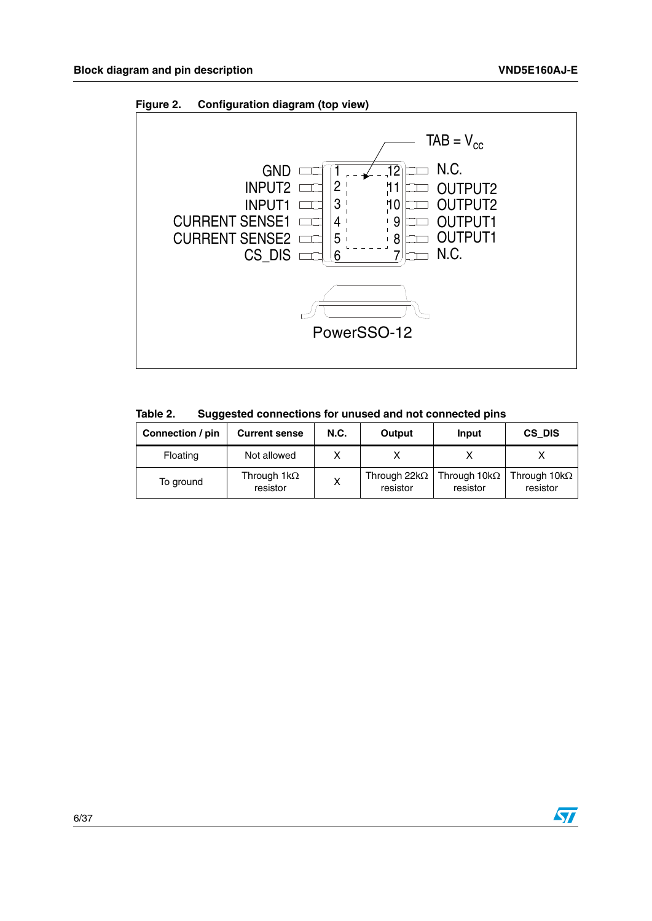**Figure 2. Configuration diagram (top view)**

TAB = $V_{CC}$

| Pin | Name | Pin | Name |
|---|---|---|---|
| 1 | GND | 12 | N.C. |
| 2 | INPUT2 | 11 | OUTPUT2 |
| 3 | INPUT1 | 10 | OUTPUT2 |
| 4 | CURRENT SENSE1 | 9 | OUTPUT1 |
| 5 | CURRENT SENSE2 | 8 | OUTPUT1 |
| 6 | CS_DIS | 7 | N.C. |

PowerSSO-12

**Table 2. Suggested connections for unused and not connected pins**

| Connection / pin | Current sense | N.C. | Output | Input | CS_DIS |
|---|---|---|---|---|---|
| Floating | Not allowed | X | X | X | X |
| To ground | Through 1kΩ resistor | X | Through 22kΩ resistor | Through 10kΩ resistor | Through 10kΩ resistor |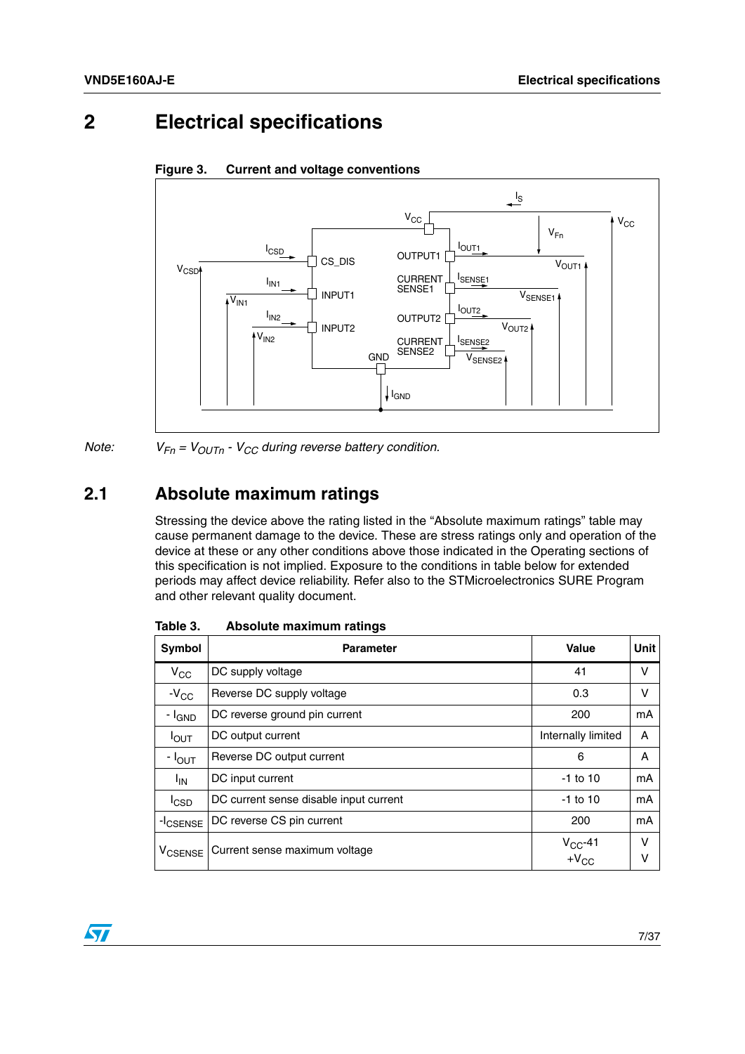# 2 Electrical specifications

**Figure 3. Current and voltage conventions**

*Note:* $V_{Fn} = V_{OUTn} - V_{CC}$ *during reverse battery condition.*

## 2.1 Absolute maximum ratings

Stressing the device above the rating listed in the “Absolute maximum ratings” table may cause permanent damage to the device. These are stress ratings only and operation of the device at these or any other conditions above those indicated in the Operating sections of this specification is not implied. Exposure to the conditions in table below for extended periods may affect device reliability. Refer also to the STMicroelectronics SURE Program and other relevant quality document.

**Table 3. Absolute maximum ratings**

| Symbol | Parameter | Value | Unit |
|---|---|---|---|
| $V_{CC}$ | DC supply voltage | 41 | V |
| $-V_{CC}$ | Reverse DC supply voltage | 0.3 | V |
| $-I_{GND}$ | DC reverse ground pin current | 200 | mA |
| $I_{OUT}$ | DC output current | Internally limited | A |
| $-I_{OUT}$ | Reverse DC output current | 6 | A |
| $I_{IN}$ | DC input current | -1 to 10 | mA |
| $I_{CSD}$ | DC current sense disable input current | -1 to 10 | mA |
| $-I_{CSENSE}$ | DC reverse CS pin current | 200 | mA |
| $V_{CSENSE}$ | Current sense maximum voltage | $V_{CC}$-41<br>$+V_{CC}$ | V<br>V |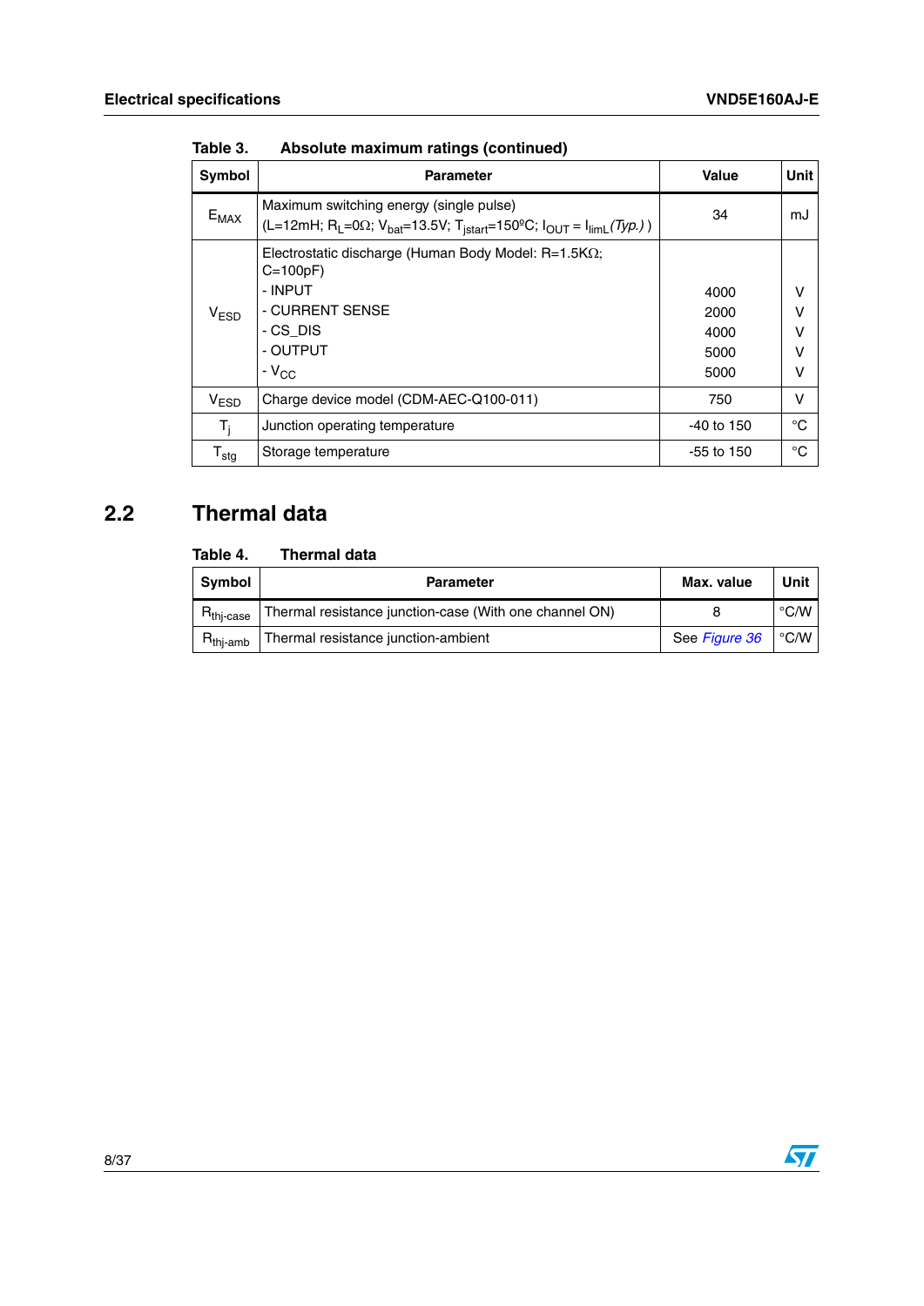Table 3. Absolute maximum ratings (continued)

| Symbol | Parameter | Value | Unit |
|---|---|---|---|
| $E_{MAX}$ | Maximum switching energy (single pulse) ($L$=12mH; $R_L$=0Ω; $V_{bat}$=13.5V; $T_{jstart}$=150ºC; $I_{OUT}$ = $I_{limL}$*(Typ.)* ) | 34 | mJ |
| $V_{ESD}$ | Electrostatic discharge (Human Body Model: R=1.5KΩ; C=100pF)<br>- INPUT<br>- CURRENT SENSE<br>- CS_DIS<br>- OUTPUT<br>- $V_{CC}$ | <br><br>4000<br>2000<br>4000<br>5000<br>5000 | <br><br>V<br>V<br>V<br>V<br>V |
| $V_{ESD}$ | Charge device model (CDM-AEC-Q100-011) | 750 | V |
| $T_j$ | Junction operating temperature | -40 to 150 | °C |
| $T_{stg}$ | Storage temperature | -55 to 150 | °C |

## 2.2 Thermal data

Table 4. Thermal data

| Symbol | Parameter | Max. value | Unit |
|---|---|---|---|
| $R_{thj\text{-}case}$ | Thermal resistance junction-case (With one channel ON) | 8 | °C/W |
| $R_{thj\text{-}amb}$ | Thermal resistance junction-ambient | See *Figure 36* | °C/W |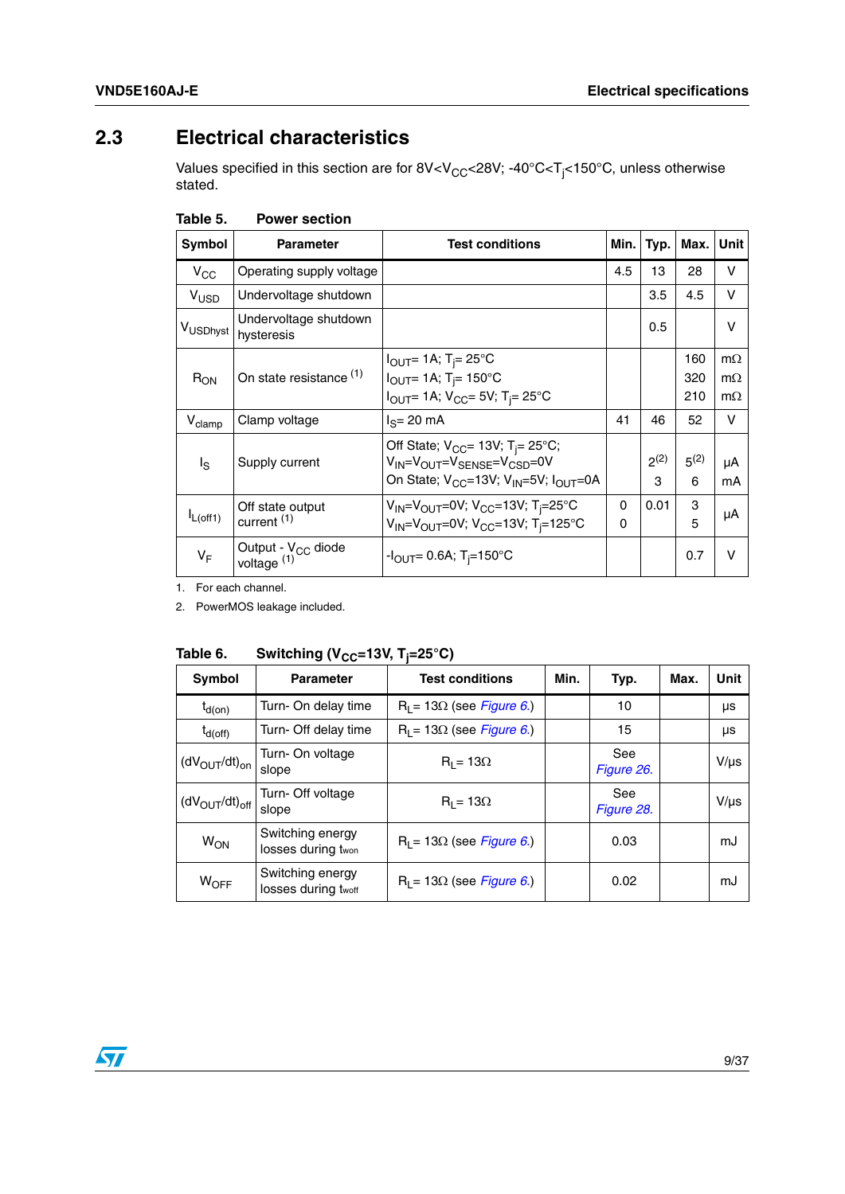## 2.3 Electrical characteristics

Values specified in this section are for 8V<$V_{CC}$<28V; -40°C<$T_j$<150°C, unless otherwise stated.

**Table 5. Power section**

| Symbol | Parameter | Test conditions | Min. | Typ. | Max. | Unit |
|---|---|---|---|---|---|---|
| $V_{CC}$ | Operating supply voltage | | 4.5 | 13 | 28 | V |
| $V_{USD}$ | Undervoltage shutdown | | | 3.5 | 4.5 | V |
| $V_{USDhyst}$ | Undervoltage shutdown hysteresis | | | 0.5 | | V |
| $R_{ON}$ | On state resistance [1] | $I_{OUT}$= 1A; $T_j$= 25°C<br>$I_{OUT}$= 1A; $T_j$= 150°C<br>$I_{OUT}$= 1A; $V_{CC}$= 5V; $T_j$= 25°C | | | 160<br>320<br>210 | mΩ<br>mΩ<br>mΩ |
| $V_{clamp}$ | Clamp voltage | $I_S$= 20 mA | 41 | 46 | 52 | V |
| $I_S$ | Supply current | Off State; $V_{CC}$= 13V; $T_j$= 25°C; $V_{IN}$=$V_{OUT}$=$V_{SENSE}$=$V_{CSD}$=0V<br>On State; $V_{CC}$=13V; $V_{IN}$=5V; $I_{OUT}$=0A | | 2[2]<br>3 | 5[2]<br>6 | µA<br>mA |
| $I_{L(off1)}$ | Off state output current [1] | $V_{IN}$=$V_{OUT}$=0V; $V_{CC}$=13V; $T_j$=25°C<br>$V_{IN}$=$V_{OUT}$=0V; $V_{CC}$=13V; $T_j$=125°C | 0<br>0 | 0.01 | 3<br>5 | µA |
| $V_F$ | Output - $V_{CC}$ diode voltage [1] | -$I_{OUT}$= 0.6A; $T_j$=150°C | | | 0.7 | V |

1. For each channel.
2. PowerMOS leakage included.

**Table 6. Switching ($V_{CC}$=13V, $T_j$=25°C)**

| Symbol | Parameter | Test conditions | Min. | Typ. | Max. | Unit |
|---|---|---|---|---|---|---|
| $t_{d(on)}$ | Turn- On delay time | $R_L$= 13Ω (see *Figure 6*.) | | 10 | | µs |
| $t_{d(off)}$ | Turn- Off delay time | $R_L$= 13Ω (see *Figure 6*.) | | 15 | | µs |
| $(dV_{OUT}/dt)_{on}$ | Turn- On voltage slope | $R_L$= 13Ω | | See *Figure 26*. | | V/µs |
| $(dV_{OUT}/dt)_{off}$ | Turn- Off voltage slope | $R_L$= 13Ω | | See *Figure 28*. | | V/µs |
| $W_{ON}$ | Switching energy losses during $t_{won}$ | $R_L$= 13Ω (see *Figure 6*.) | | 0.03 | | mJ |
| $W_{OFF}$ | Switching energy losses during $t_{woff}$ | $R_L$= 13Ω (see *Figure 6*.) | | 0.02 | | mJ |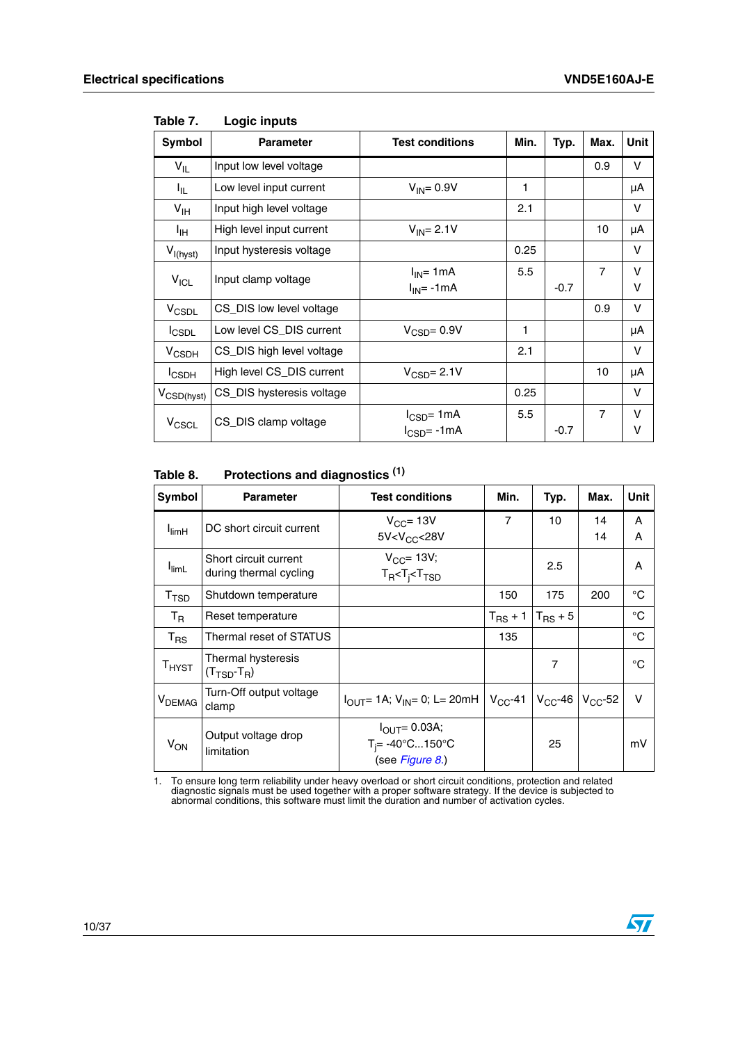Table 7. Logic inputs

| Symbol | Parameter | Test conditions | Min. | Typ. | Max. | Unit |
|---|---|---|---|---|---|---|
| $V_{IL}$ | Input low level voltage | | | | 0.9 | V |
| $I_{IL}$ | Low level input current | $V_{IN}$= 0.9V | 1 | | | µA |
| $V_{IH}$ | Input high level voltage | | 2.1 | | | V |
| $I_{IH}$ | High level input current | $V_{IN}$= 2.1V | | | 10 | µA |
| $V_{I(hyst)}$ | Input hysteresis voltage | | 0.25 | | | V |
| $V_{ICL}$ | Input clamp voltage | $I_{IN}$= 1mA<br>$I_{IN}$= -1mA | 5.5 | <br>-0.7 | 7 | V<br>V |
| $V_{CSDL}$ | CS_DIS low level voltage | | | | 0.9 | V |
| $I_{CSDL}$ | Low level CS_DIS current | $V_{CSD}$= 0.9V | 1 | | | µA |
| $V_{CSDH}$ | CS_DIS high level voltage | | 2.1 | | | V |
| $I_{CSDH}$ | High level CS_DIS current | $V_{CSD}$= 2.1V | | | 10 | µA |
| $V_{CSD(hyst)}$ | CS_DIS hysteresis voltage | | 0.25 | | | V |
| $V_{CSCL}$ | CS_DIS clamp voltage | $I_{CSD}$= 1mA<br>$I_{CSD}$= -1mA | 5.5 | <br>-0.7 | 7 | V<br>V |

Table 8. Protections and diagnostics (1)

| Symbol | Parameter | Test conditions | Min. | Typ. | Max. | Unit |
|---|---|---|---|---|---|---|
| $I_{limH}$ | DC short circuit current | $V_{CC}$= 13V<br>5V<$V_{CC}$<28V | 7 | 10 | 14<br>14 | A<br>A |
| $I_{limL}$ | Short circuit current during thermal cycling | $V_{CC}$= 13V;<br>$T_R$<$T_j$<$T_{TSD}$ | | 2.5 | | A |
| $T_{TSD}$ | Shutdown temperature | | 150 | 175 | 200 | °C |
| $T_R$ | Reset temperature | | $T_{RS}$ + 1 | $T_{RS}$ + 5 | | °C |
| $T_{RS}$ | Thermal reset of STATUS | | 135 | | | °C |
| $T_{HYST}$ | Thermal hysteresis ($T_{TSD}$-$T_R$) | | | 7 | | °C |
| $V_{DEMAG}$ | Turn-Off output voltage clamp | $I_{OUT}$= 1A; $V_{IN}$= 0; L= 20mH | $V_{CC}$-41 | $V_{CC}$-46 | $V_{CC}$-52 | V |
| $V_{ON}$ | Output voltage drop limitation | $I_{OUT}$= 0.03A;<br>$T_j$= -40°C...150°C<br>(see *Figure 8*.) | | 25 | | mV |

1. To ensure long term reliability under heavy overload or short circuit conditions, protection and related diagnostic signals must be used together with a proper software strategy. If the device is subjected to abnormal conditions, this software must limit the duration and number of activation cycles.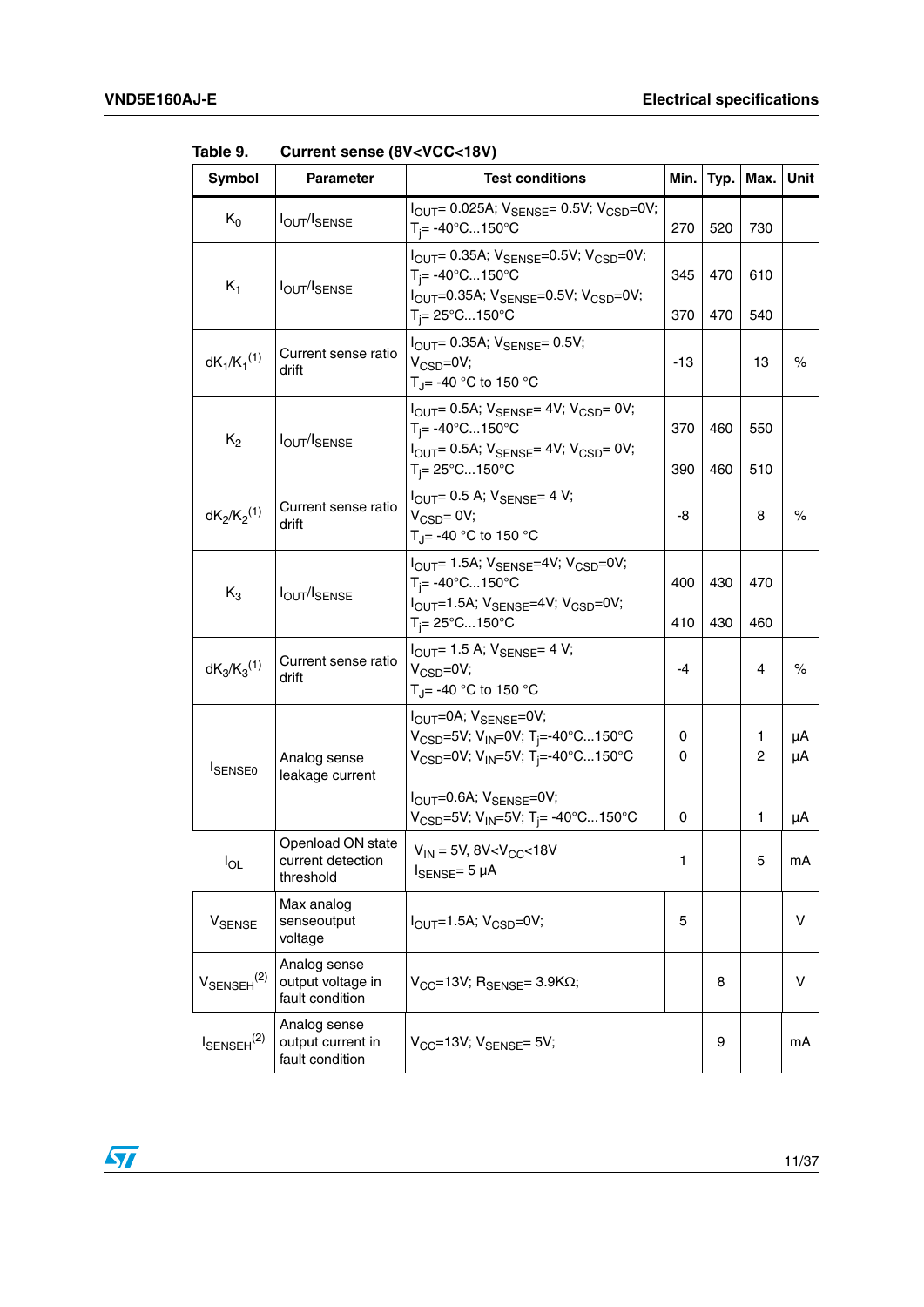**Table 9. Current sense (8V<VCC<18V)**

| Symbol | Parameter | Test conditions | Min. | Typ. | Max. | Unit |
|---|---|---|---|---|---|---|
| $K_0$ | $I_{OUT}/I_{SENSE}$ | $I_{OUT}$= 0.025A; $V_{SENSE}$= 0.5V; $V_{CSD}$=0V; $T_j$= -40°C...150°C | 270 | 520 | 730 | |
| $K_1$ | $I_{OUT}/I_{SENSE}$ | $I_{OUT}$= 0.35A; $V_{SENSE}$=0.5V; $V_{CSD}$=0V; $T_j$= -40°C...150°C | 345 | 470 | 610 | |
| | | $I_{OUT}$=0.35A; $V_{SENSE}$=0.5V; $V_{CSD}$=0V; $T_j$= 25°C...150°C | 370 | 470 | 540 | |
| $dK_1/K_1$ (1) | Current sense ratio drift | $I_{OUT}$= 0.35A; $V_{SENSE}$= 0.5V; $V_{CSD}$=0V; $T_J$= -40 °C to 150 °C | -13 | | 13 | % |
| $K_2$ | $I_{OUT}/I_{SENSE}$ | $I_{OUT}$= 0.5A; $V_{SENSE}$= 4V; $V_{CSD}$= 0V; $T_j$= -40°C...150°C | 370 | 460 | 550 | |
| | | $I_{OUT}$= 0.5A; $V_{SENSE}$= 4V; $V_{CSD}$= 0V; $T_j$= 25°C...150°C | 390 | 460 | 510 | |
| $dK_2/K_2$ (1) | Current sense ratio drift | $I_{OUT}$= 0.5 A; $V_{SENSE}$= 4 V; $V_{CSD}$= 0V; $T_J$= -40 °C to 150 °C | -8 | | 8 | % |
| $K_3$ | $I_{OUT}/I_{SENSE}$ | $I_{OUT}$= 1.5A; $V_{SENSE}$=4V; $V_{CSD}$=0V; $T_j$= -40°C...150°C | 400 | 430 | 470 | |
| | | $I_{OUT}$=1.5A; $V_{SENSE}$=4V; $V_{CSD}$=0V; $T_j$= 25°C...150°C | 410 | 430 | 460 | |
| $dK_3/K_3$ (1) | Current sense ratio drift | $I_{OUT}$= 1.5 A; $V_{SENSE}$= 4 V; $V_{CSD}$=0V; $T_J$= -40 °C to 150 °C | -4 | | 4 | % |
| $I_{SENSE0}$ | Analog sense leakage current | $I_{OUT}$=0A; $V_{SENSE}$=0V; $V_{CSD}$=5V; $V_{IN}$=0V; $T_j$=-40°C...150°C | 0 | | 1 | µA |
| | | $V_{CSD}$=0V; $V_{IN}$=5V; $T_j$=-40°C...150°C | 0 | | 2 | µA |
| | | $I_{OUT}$=0.6A; $V_{SENSE}$=0V; $V_{CSD}$=5V; $V_{IN}$=5V; $T_j$= -40°C...150°C | 0 | | 1 | µA |
| $I_{OL}$ | Openload ON state current detection threshold | $V_{IN}$ = 5V, 8V<$V_{CC}$<18V $I_{SENSE}$= 5 µA | 1 | | 5 | mA |
| $V_{SENSE}$ | Max analog senseoutput voltage | $I_{OUT}$=1.5A; $V_{CSD}$=0V; | 5 | | | V |
| $V_{SENSEH}$ (2) | Analog sense output voltage in fault condition | $V_{CC}$=13V; $R_{SENSE}$= 3.9KΩ; | | 8 | | V |
| $I_{SENSEH}$ (2) | Analog sense output current in fault condition | $V_{CC}$=13V; $V_{SENSE}$= 5V; | | 9 | | mA |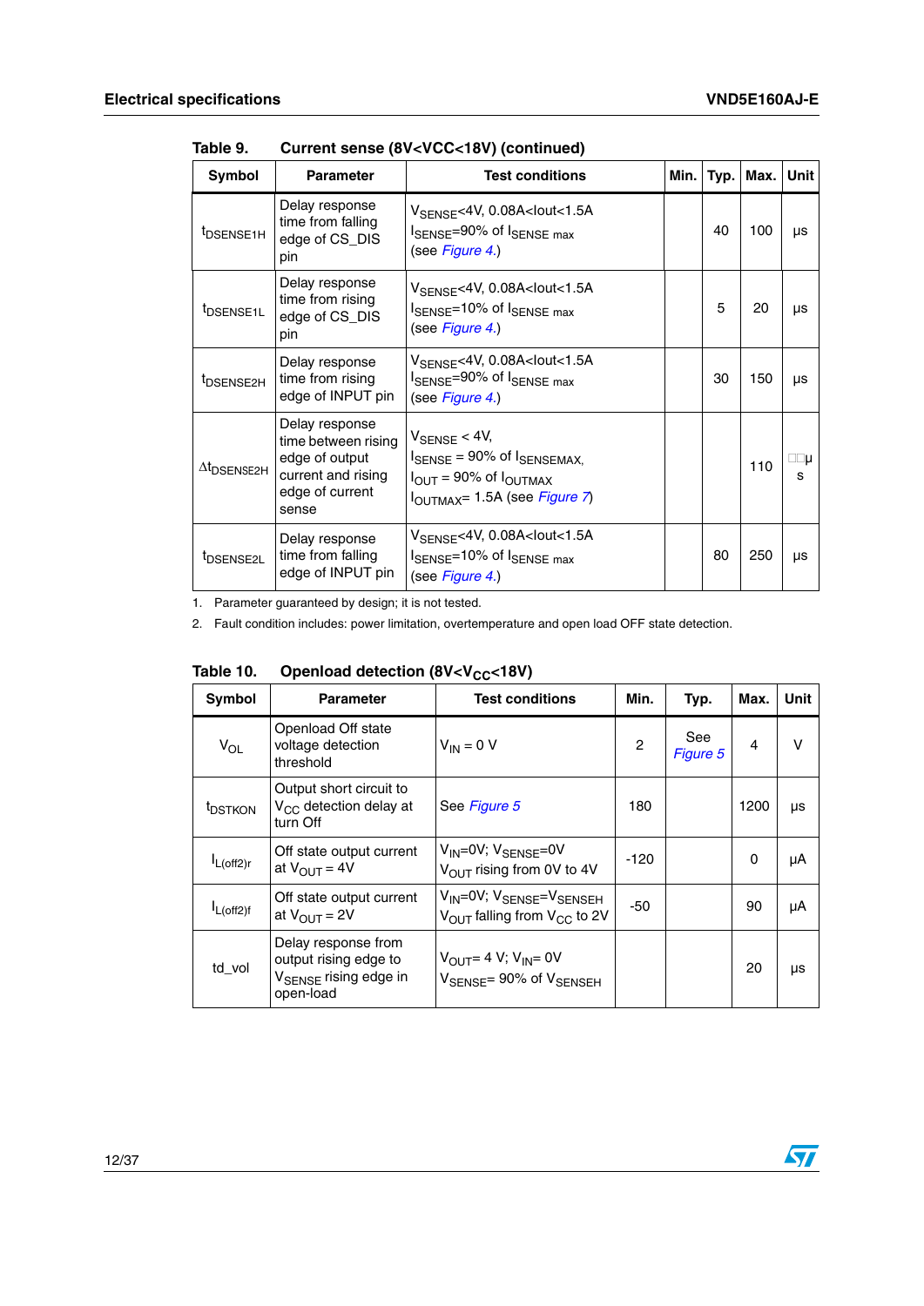Table 9. Current sense (8V<VCC<18V) (continued)

| Symbol | Parameter | Test conditions | Min. | Typ. | Max. | Unit |
|---|---|---|---|---|---|---|
| $t_{DSENSE1H}$ | Delay response time from falling edge of CS_DIS pin | $V_{SENSE}$<4V, 0.08A<Iout<1.5A $I_{SENSE}$=90% of $I_{SENSE\ max}$ (see *Figure 4*.) | | 40 | 100 | µs |
| $t_{DSENSE1L}$ | Delay response time from rising edge of CS_DIS pin | $V_{SENSE}$<4V, 0.08A<Iout<1.5A $I_{SENSE}$=10% of $I_{SENSE\ max}$ (see *Figure 4*.) | | 5 | 20 | µs |
| $t_{DSENSE2H}$ | Delay response time from rising edge of INPUT pin | $V_{SENSE}$<4V, 0.08A<Iout<1.5A $I_{SENSE}$=90% of $I_{SENSE\ max}$ (see *Figure 4*.) | | 30 | 150 | µs |
| $\Delta t_{DSENSE2H}$ | Delay response time between rising edge of output current and rising edge of current sense | $V_{SENSE}$ < 4V, $I_{SENSE}$ = 90% of $I_{SENSEMAX}$, $I_{OUT}$ = 90% of $I_{OUTMAX}$ $I_{OUTMAX}$= 1.5A (see *Figure 7*) | | | 110 | µs |
| $t_{DSENSE2L}$ | Delay response time from falling edge of INPUT pin | $V_{SENSE}$<4V, 0.08A<Iout<1.5A $I_{SENSE}$=10% of $I_{SENSE\ max}$ (see *Figure 4*.) | | 80 | 250 | µs |

1. Parameter guaranteed by design; it is not tested.

2. Fault condition includes: power limitation, overtemperature and open load OFF state detection.

Table 10. Openload detection (8V<$V_{CC}$<18V)

| Symbol | Parameter | Test conditions | Min. | Typ. | Max. | Unit |
|---|---|---|---|---|---|---|
| $V_{OL}$ | Openload Off state voltage detection threshold | $V_{IN}$ = 0 V | 2 | See *Figure 5* | 4 | V |
| $t_{DSTKON}$ | Output short circuit to $V_{CC}$ detection delay at turn Off | See *Figure 5* | 180 | | 1200 | µs |
| $I_{L(off2)r}$ | Off state output current at $V_{OUT}$ = 4V | $V_{IN}$=0V; $V_{SENSE}$=0V $V_{OUT}$ rising from 0V to 4V | -120 | | 0 | µA |
| $I_{L(off2)f}$ | Off state output current at $V_{OUT}$ = 2V | $V_{IN}$=0V; $V_{SENSE}$=$V_{SENSEH}$ $V_{OUT}$ falling from $V_{CC}$ to 2V | -50 | | 90 | µA |
| td_vol | Delay response from output rising edge to $V_{SENSE}$ rising edge in open-load | $V_{OUT}$= 4 V; $V_{IN}$= 0V $V_{SENSE}$= 90% of $V_{SENSEH}$ | | | 20 | µs |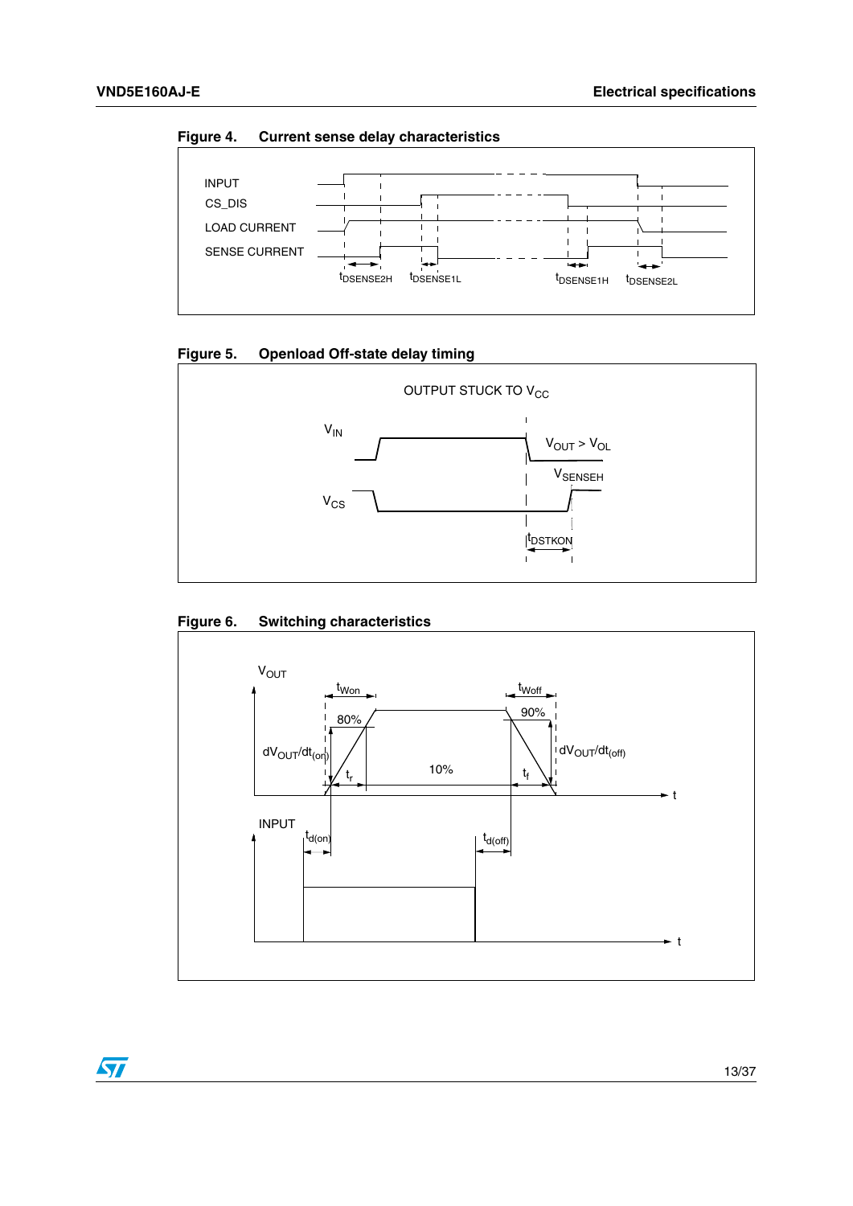Figure 4. Current sense delay characteristics

INPUT

CS_DIS

LOAD CURRENT

SENSE CURRENT

$t_{DSENSE2H}$ $t_{DSENSE1L}$ $t_{DSENSE1H}$ $t_{DSENSE2L}$

Figure 5. Openload Off-state delay timing

OUTPUT STUCK TO $V_{CC}$

$V_{IN}$

$V_{OUT} > V_{OL}$

$V_{SENSEH}$

$V_{CS}$

$t_{DSTKON}$

Figure 6. Switching characteristics

$V_{OUT}$

$t_{Won}$ $t_{Woff}$

80% 90%

$dV_{OUT}/dt_{(on)}$ $dV_{OUT}/dt_{(off)}$

$t_r$ 10% $t_f$

t

INPUT

$t_{d(on)}$ $t_{d(off)}$

t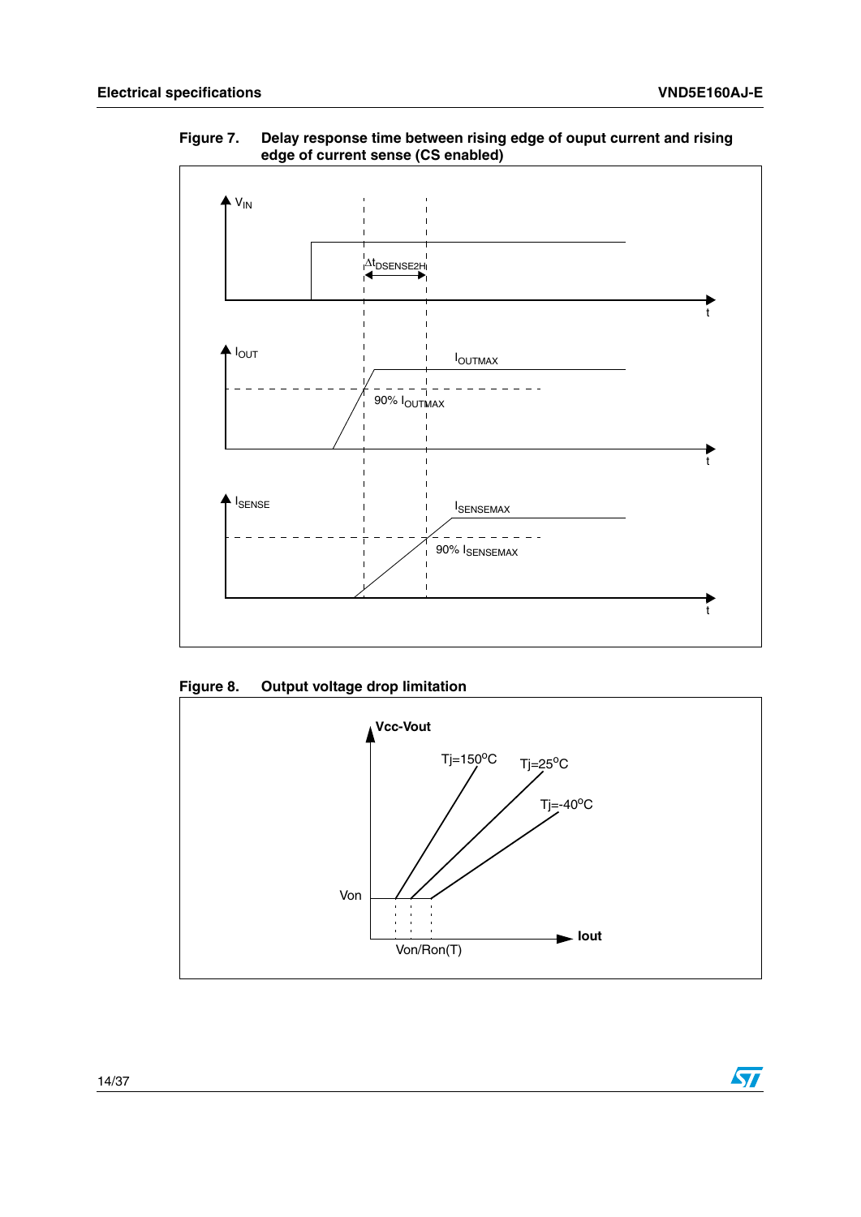Figure 7. Delay response time between rising edge of ouput current and rising edge of current sense (CS enabled)

Figure 8. Output voltage drop limitation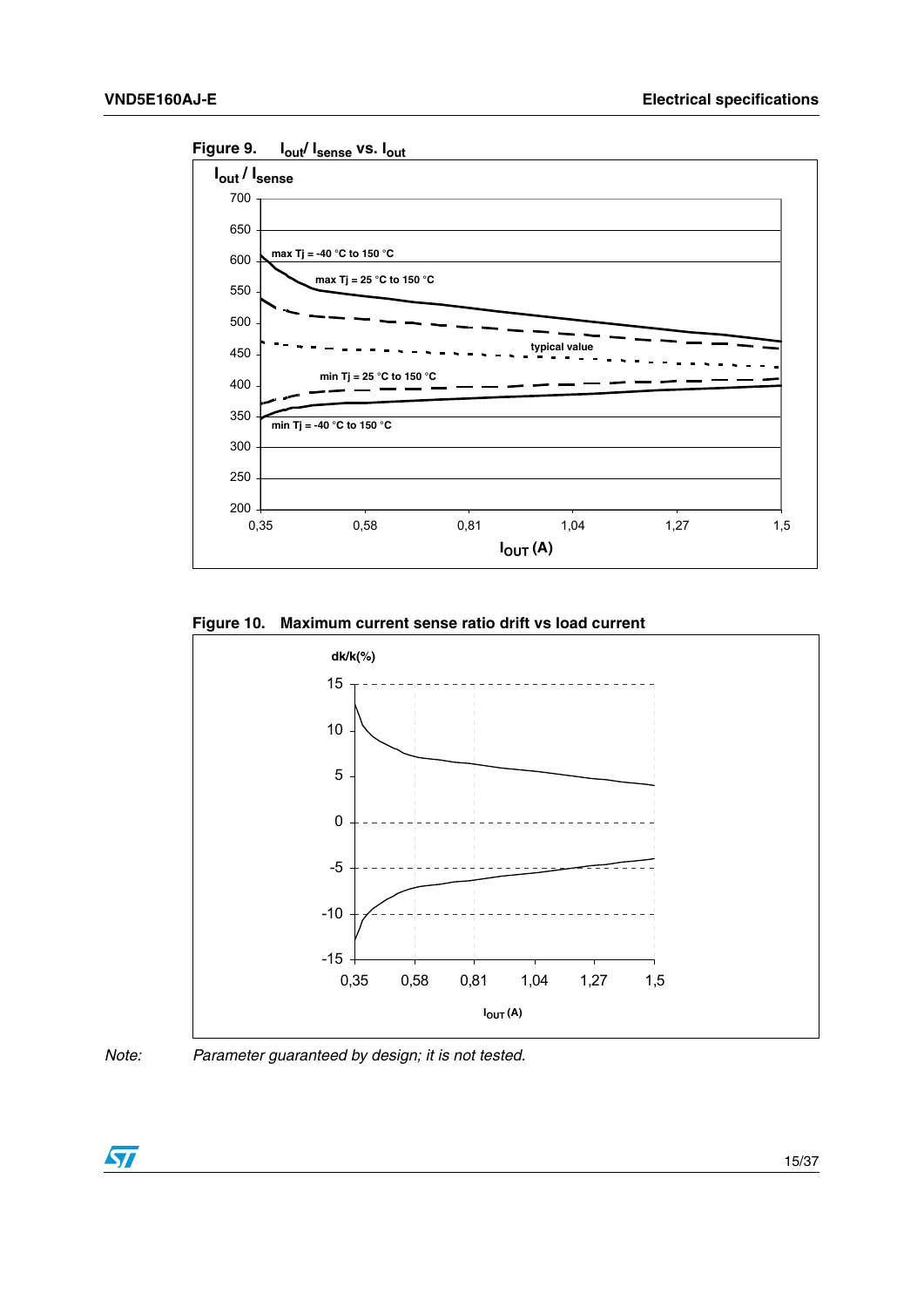Figure 9. $I_{out}/I_{sense}$ vs. $I_{out}$

Figure 10. Maximum current sense ratio drift vs load current

*Note: Parameter guaranteed by design; it is not tested.*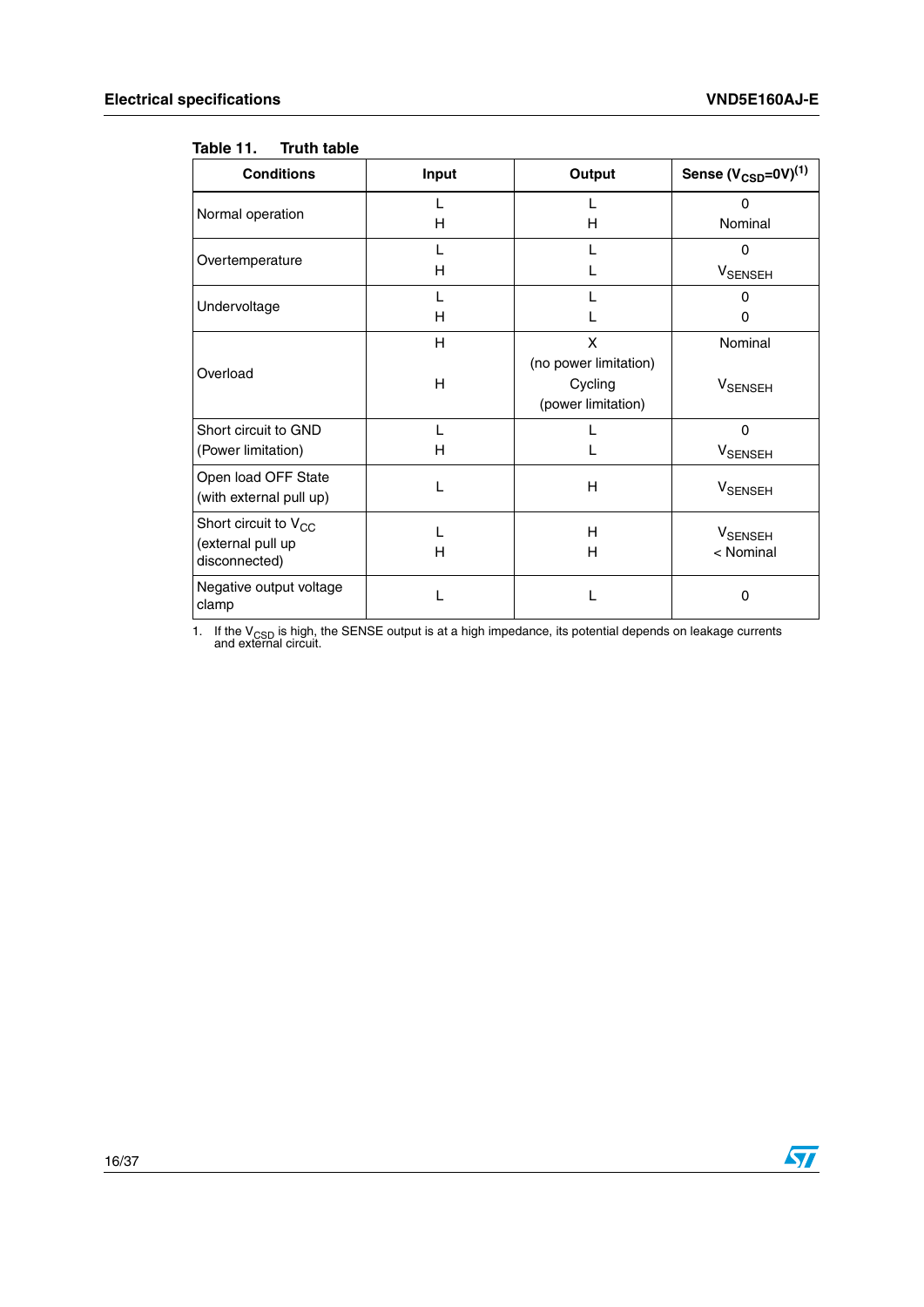Table 11. Truth table

| Conditions | Input | Output | Sense ($V_{CSD}$=0V)[1] |
|---|---|---|---|
| Normal operation | L<br>H | L<br>H | 0<br>Nominal |
| Overtemperature | L<br>H | L<br>L | 0<br>$V_{SENSEH}$ |
| Undervoltage | L<br>H | L<br>L | 0<br>0 |
| Overload | H<br><br>H | X<br>(no power limitation)<br>Cycling<br>(power limitation) | Nominal<br><br>$V_{SENSEH}$ |
| Short circuit to GND<br>(Power limitation) | L<br>H | L<br>L | 0<br>$V_{SENSEH}$ |
| Open load OFF State<br>(with external pull up) | L | H | $V_{SENSEH}$ |
| Short circuit to $V_{CC}$<br>(external pull up disconnected) | L<br>H | H<br>H | $V_{SENSEH}$<br>< Nominal |
| Negative output voltage clamp | L | L | 0 |

1. If the $V_{CSD}$ is high, the SENSE output is at a high impedance, its potential depends on leakage currents and external circuit.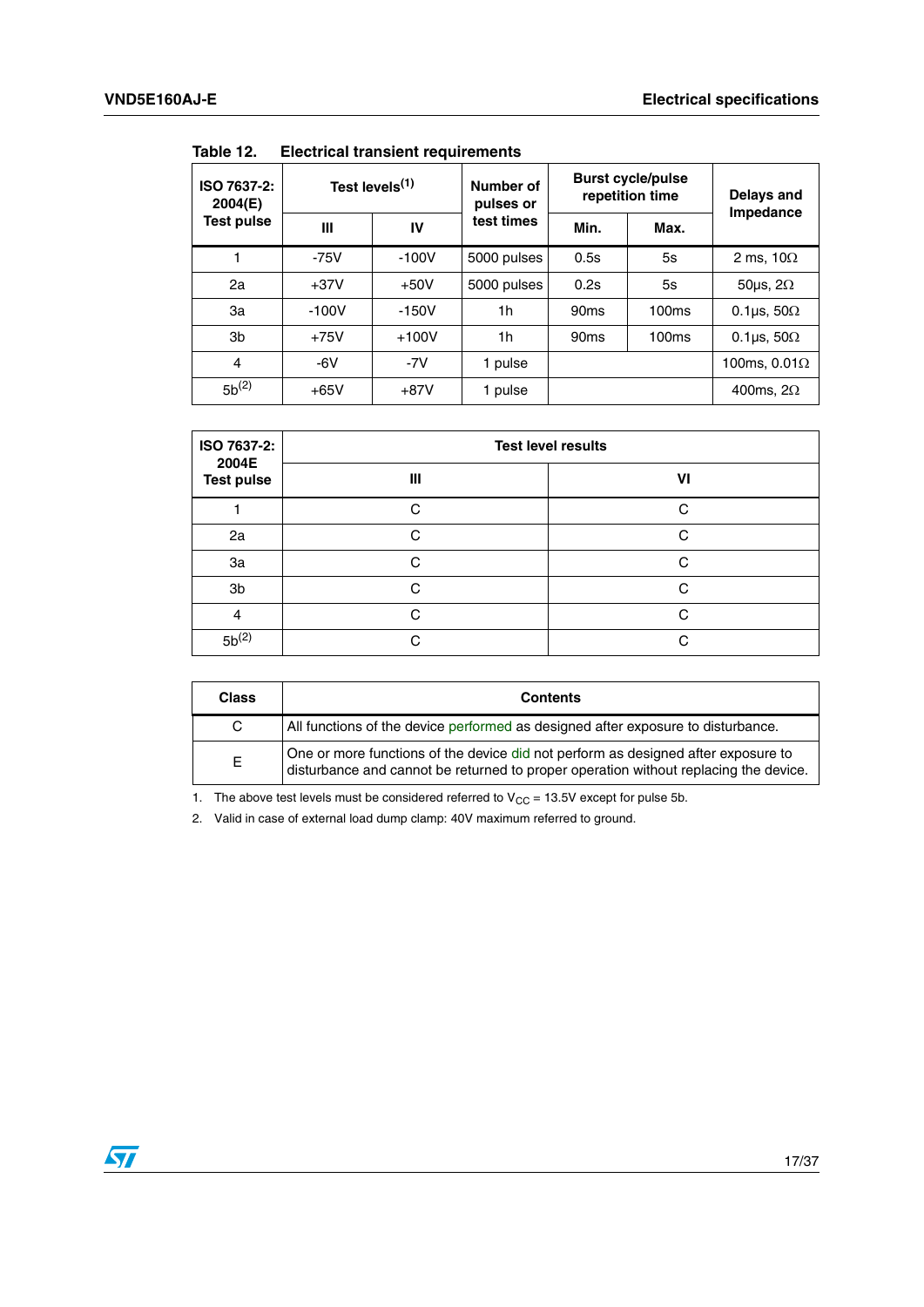Table 12. **Electrical transient requirements**

| ISO 7637-2: 2004(E) Test pulse | Test levels[1] | | Number of pulses or test times | Burst cycle/pulse repetition time | | Delays and Impedance |
|---|---|---|---|---|---|---|
| | III | IV | | Min. | Max. | |
| 1 | -75V | -100V | 5000 pulses | 0.5s | 5s | 2 ms, 10Ω |
| 2a | +37V | +50V | 5000 pulses | 0.2s | 5s | 50µs, 2Ω |
| 3a | -100V | -150V | 1h | 90ms | 100ms | 0.1µs, 50Ω |
| 3b | +75V | +100V | 1h | 90ms | 100ms | 0.1µs, 50Ω |
| 4 | -6V | -7V | 1 pulse | | | 100ms, 0.01Ω |
| 5b[2] | +65V | +87V | 1 pulse | | | 400ms, 2Ω |

| ISO 7637-2: 2004E Test pulse | Test level results | |
|---|---|---|
| | III | VI |
| 1 | C | C |
| 2a | C | C |
| 3a | C | C |
| 3b | C | C |
| 4 | C | C |
| 5b[2] | C | C |

| Class | Contents |
|---|---|
| C | All functions of the device performed as designed after exposure to disturbance. |
| E | One or more functions of the device did not perform as designed after exposure to disturbance and cannot be returned to proper operation without replacing the device. |

1. The above test levels must be considered referred to $V_{CC}$ = 13.5V except for pulse 5b.
2. Valid in case of external load dump clamp: 40V maximum referred to ground.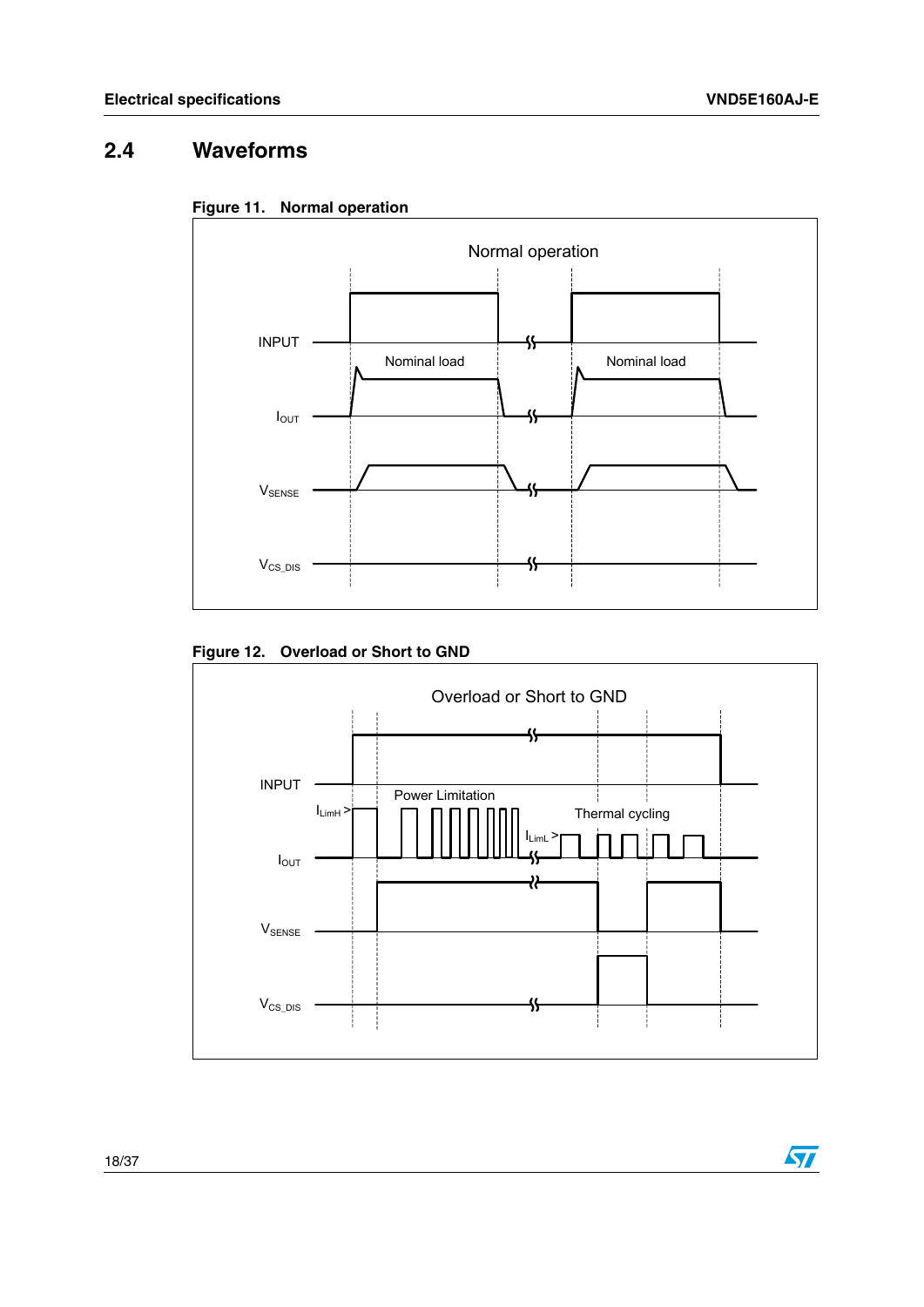## 2.4 Waveforms

**Figure 11. Normal operation**

Normal operation

INPUT

Nominal load

Nominal load

$I_{OUT}$

$V_{SENSE}$

$V_{CS\_DIS}$

**Figure 12. Overload or Short to GND**

Overload or Short to GND

INPUT

Power Limitation

$I_{LimH}$ >

Thermal cycling

$I_{LimL}$ >

$I_{OUT}$

$V_{SENSE}$

$V_{CS\_DIS}$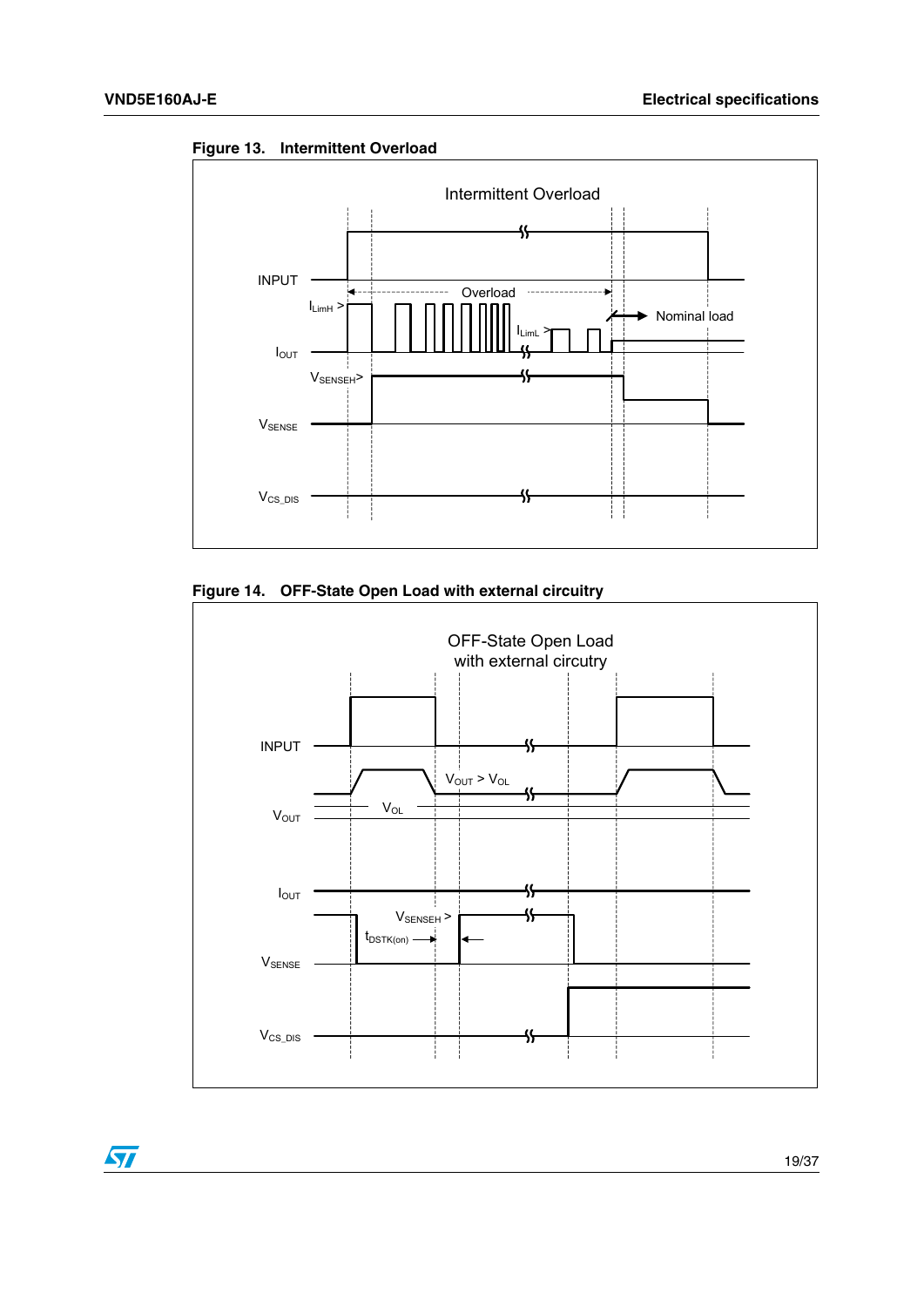**Figure 13. Intermittent Overload**

**Figure 14. OFF-State Open Load with external circuitry**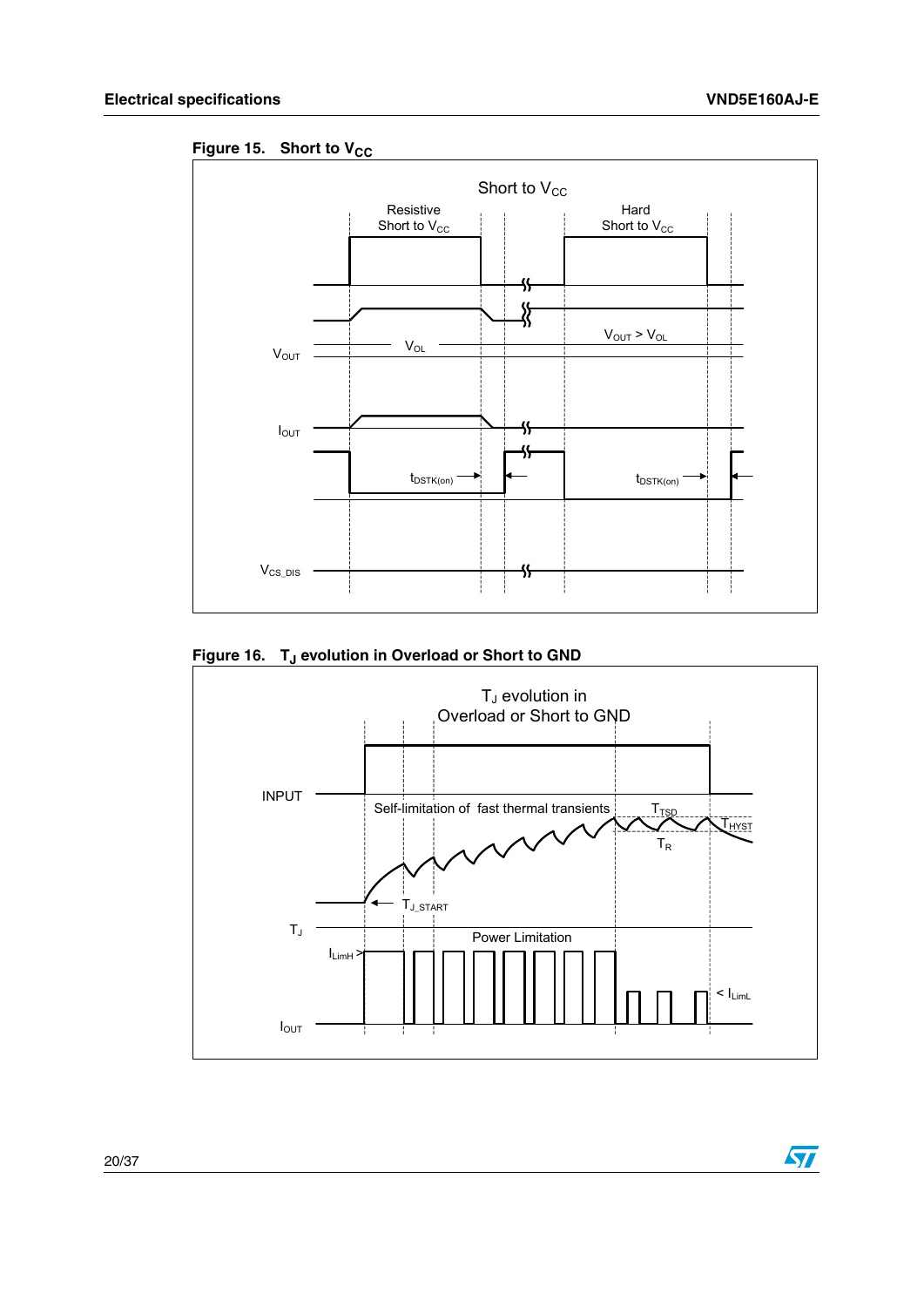Figure 15. Short to $V_{CC}$

Figure 16. $T_J$ evolution in Overload or Short to GND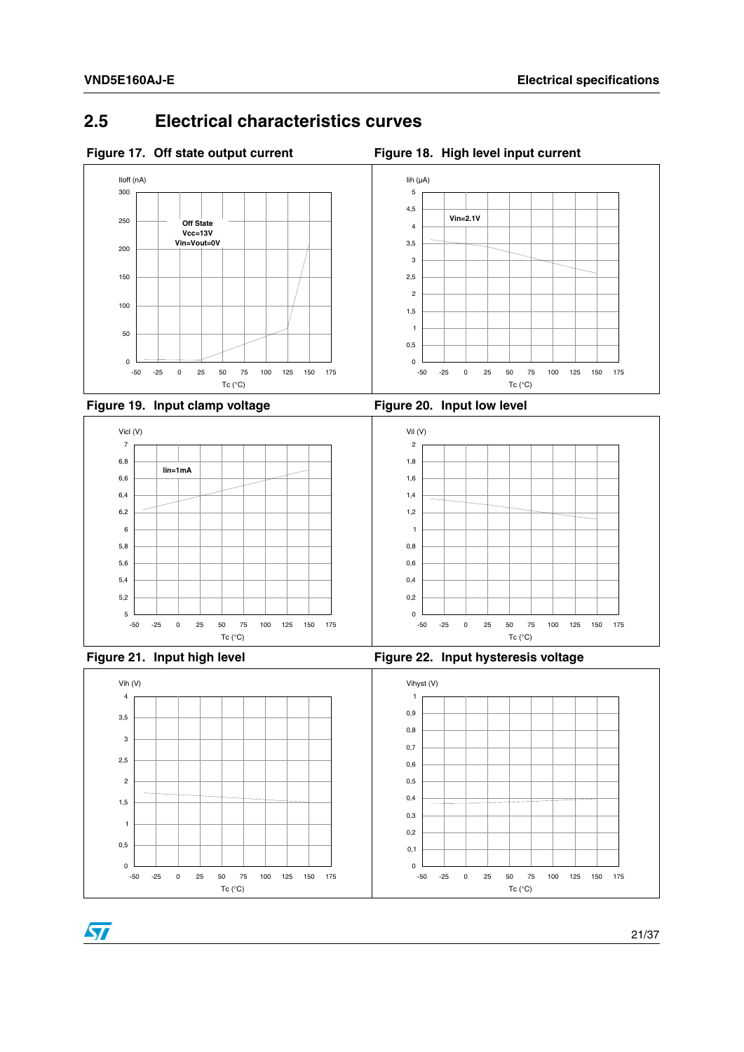## 2.5 Electrical characteristics curves

**Figure 17. Off state output current**

Iloff (nA)

Off State
Vcc=13V
Vin=Vout=0V

Tc (°C)

**Figure 18. High level input current**

Iih (μA)

Vin=2.1V

Tc (°C)

**Figure 19. Input clamp voltage**

Vicl (V)

Iin=1mA

Tc (°C)

**Figure 20. Input low level**

Vil (V)

Tc (°C)

**Figure 21. Input high level**

Vih (V)

Tc (°C)

**Figure 22. Input hysteresis voltage**

Vihyst (V)

Tc (°C)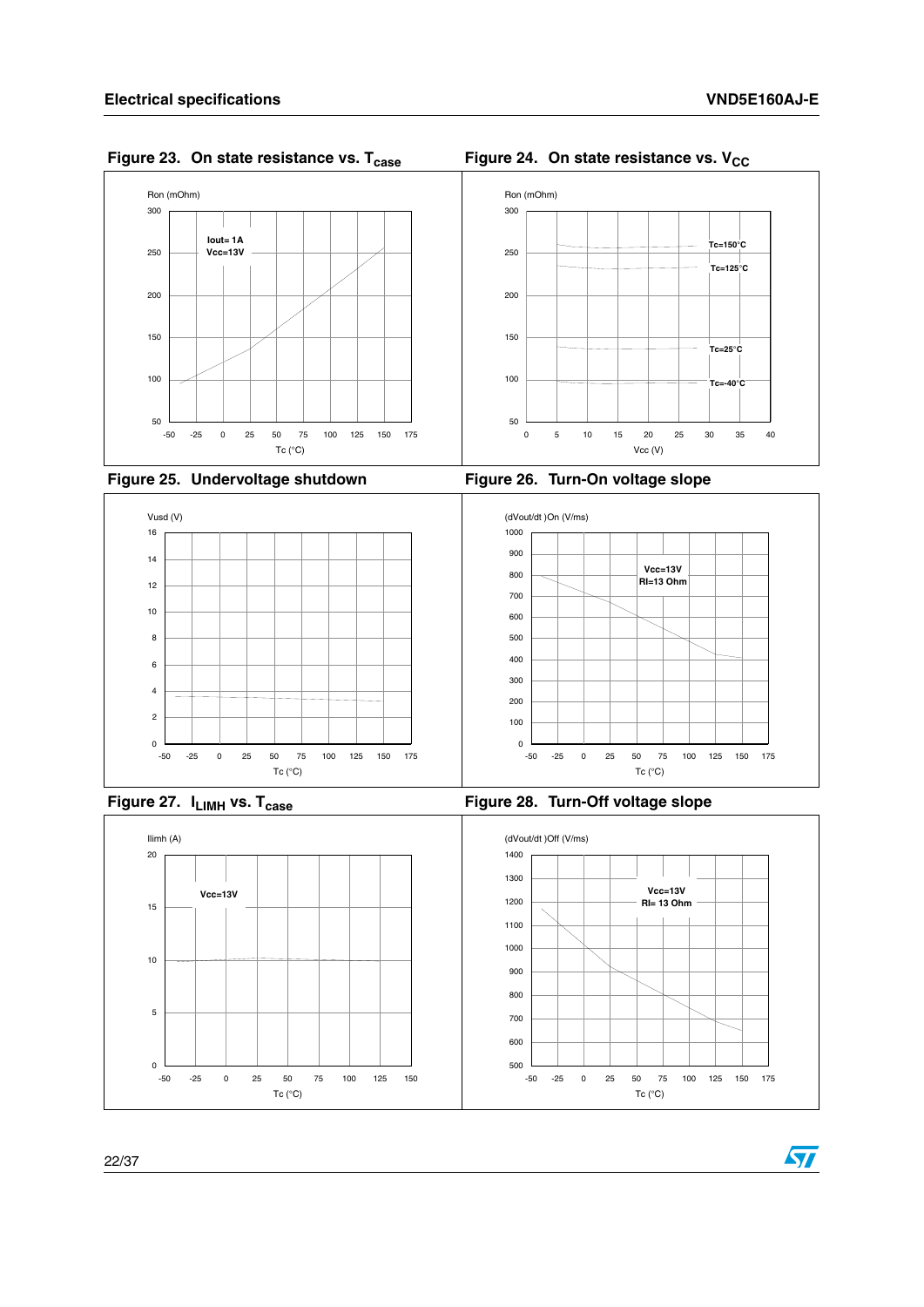Figure 23. On state resistance vs. $T_{case}$

Figure 24. On state resistance vs. $V_{CC}$

Figure 25. Undervoltage shutdown

Figure 26. Turn-On voltage slope

Figure 27. $I_{LIMH}$ vs. $T_{case}$

Figure 28. Turn-Off voltage slope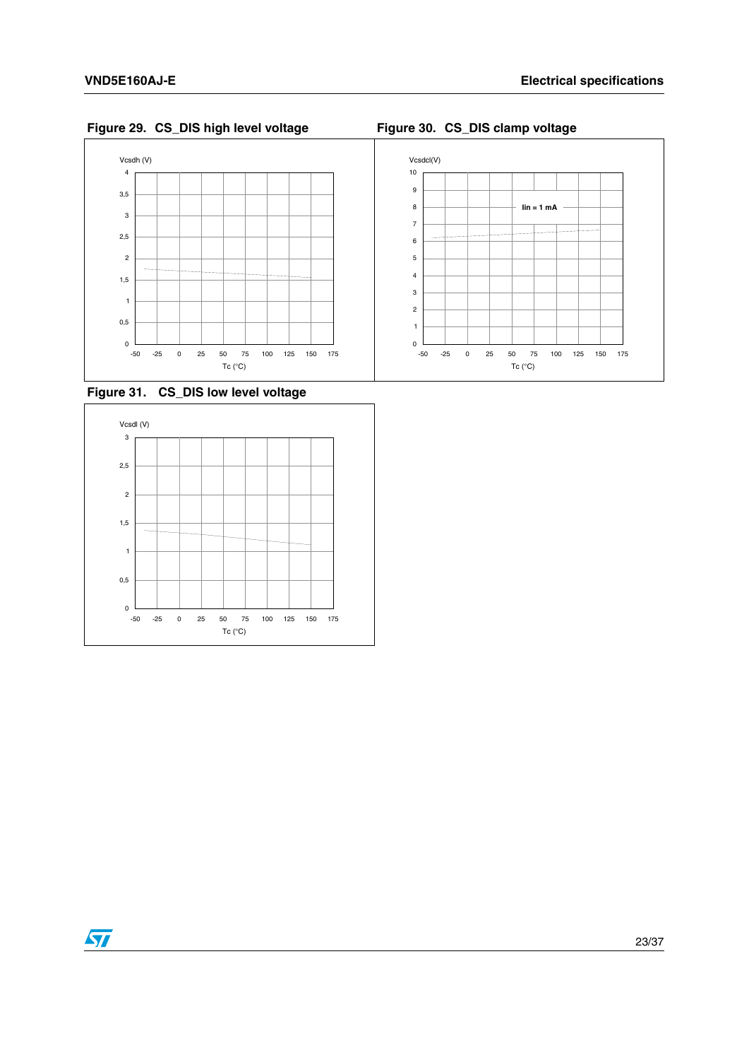**Figure 29. CS_DIS high level voltage**

**Figure 30. CS_DIS clamp voltage**

**Figure 31. CS_DIS low level voltage**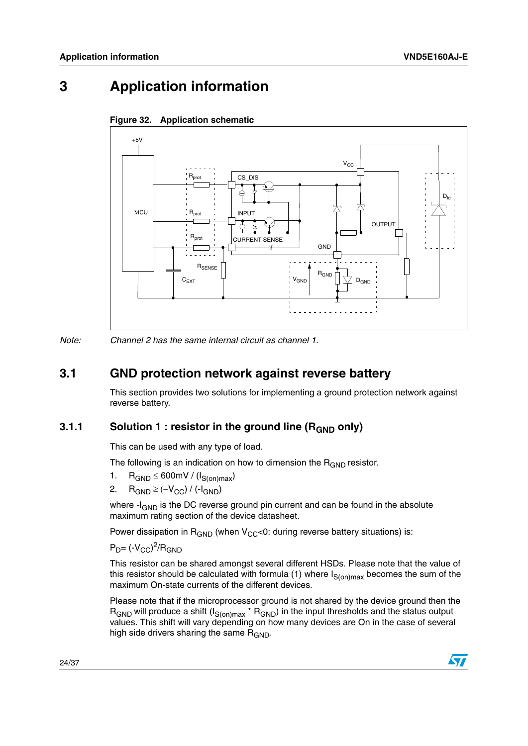# 3 Application information

**Figure 32. Application schematic**

*Note: Channel 2 has the same internal circuit as channel 1.*

## 3.1 GND protection network against reverse battery

This section provides two solutions for implementing a ground protection network against reverse battery.

### 3.1.1 Solution 1 : resistor in the ground line ($R_{GND}$ only)

This can be used with any type of load.

The following is an indication on how to dimension the $R_{GND}$ resistor.

1. $R_{GND} \leq 600mV / (I_{S(on)max})$
2. $R_{GND} \geq (-V_{CC}) / (-I_{GND})$

where $-I_{GND}$ is the DC reverse ground pin current and can be found in the absolute maximum rating section of the device datasheet.

Power dissipation in $R_{GND}$ (when $V_{CC}<0$: during reverse battery situations) is:

$P_D = (-V_{CC})^2/R_{GND}$

This resistor can be shared amongst several different HSDs. Please note that the value of this resistor should be calculated with formula (1) where $I_{S(on)max}$ becomes the sum of the maximum On-state currents of the different devices.

Please note that if the microprocessor ground is not shared by the device ground then the $R_{GND}$ will produce a shift ($I_{S(on)max} * R_{GND}$) in the input thresholds and the status output values. This shift will vary depending on how many devices are On in the case of several high side drivers sharing the same $R_{GND}$.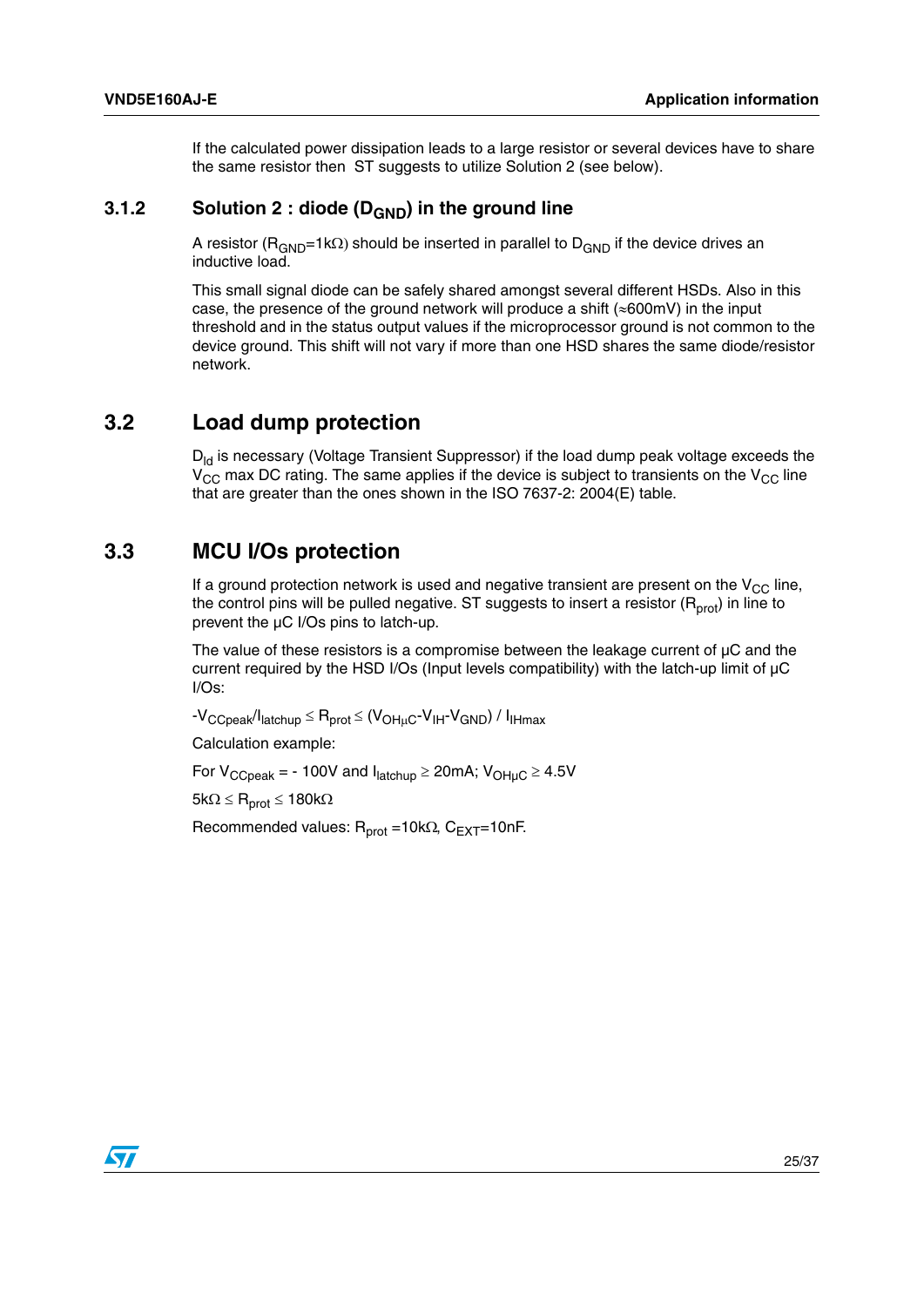If the calculated power dissipation leads to a large resistor or several devices have to share the same resistor then ST suggests to utilize Solution 2 (see below).

### 3.1.2 Solution 2 : diode ($D_{GND}$) in the ground line

A resistor ($R_{GND}$=1kΩ) should be inserted in parallel to $D_{GND}$ if the device drives an inductive load.

This small signal diode can be safely shared amongst several different HSDs. Also in this case, the presence of the ground network will produce a shift (≈600mV) in the input threshold and in the status output values if the microprocessor ground is not common to the device ground. This shift will not vary if more than one HSD shares the same diode/resistor network.

## 3.2 Load dump protection

$D_{ld}$ is necessary (Voltage Transient Suppressor) if the load dump peak voltage exceeds the $V_{CC}$ max DC rating. The same applies if the device is subject to transients on the $V_{CC}$ line that are greater than the ones shown in the ISO 7637-2: 2004(E) table.

## 3.3 MCU I/Os protection

If a ground protection network is used and negative transient are present on the $V_{CC}$ line, the control pins will be pulled negative. ST suggests to insert a resistor ($R_{prot}$) in line to prevent the µC I/Os pins to latch-up.

The value of these resistors is a compromise between the leakage current of µC and the current required by the HSD I/Os (Input levels compatibility) with the latch-up limit of µC I/Os:

$-V_{CCpeak}/I_{latchup} \leq R_{prot} \leq (V_{OH\mu C}-V_{IH}-V_{GND}) / I_{IHmax}$

Calculation example:

For $V_{CCpeak}$ = - 100V and $I_{latchup} \geq$ 20mA; $V_{OH\mu C} \geq$ 4.5V

$5k\Omega \leq R_{prot} \leq 180k\Omega$

Recommended values: $R_{prot}$ =10kΩ, $C_{EXT}$=10nF.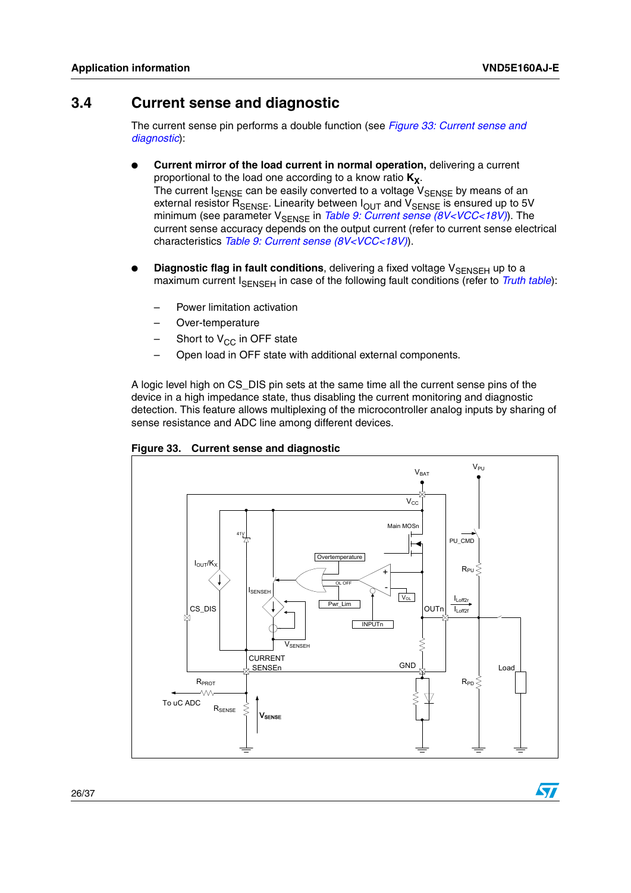## 3.4 Current sense and diagnostic

The current sense pin performs a double function (see *Figure 33: Current sense and diagnostic*):

- **Current mirror of the load current in normal operation,** delivering a current proportional to the load one according to a know ratio $\mathbf{K_X}$.
  The current $I_{SENSE}$ can be easily converted to a voltage $V_{SENSE}$ by means of an external resistor $R_{SENSE}$. Linearity between $I_{OUT}$ and $V_{SENSE}$ is ensured up to 5V minimum (see parameter $V_{SENSE}$ in *Table 9: Current sense (8V<VCC<18V)*). The current sense accuracy depends on the output current (refer to current sense electrical characteristics *Table 9: Current sense (8V<VCC<18V)*).
- **Diagnostic flag in fault conditions**, delivering a fixed voltage $V_{SENSEH}$ up to a maximum current $I_{SENSEH}$ in case of the following fault conditions (refer to *Truth table*):
  - Power limitation activation
  - Over-temperature
  - Short to $V_{CC}$ in OFF state
  - Open load in OFF state with additional external components.

A logic level high on CS_DIS pin sets at the same time all the current sense pins of the device in a high impedance state, thus disabling the current monitoring and diagnostic detection. This feature allows multiplexing of the microcontroller analog inputs by sharing of sense resistance and ADC line among different devices.

**Figure 33. Current sense and diagnostic**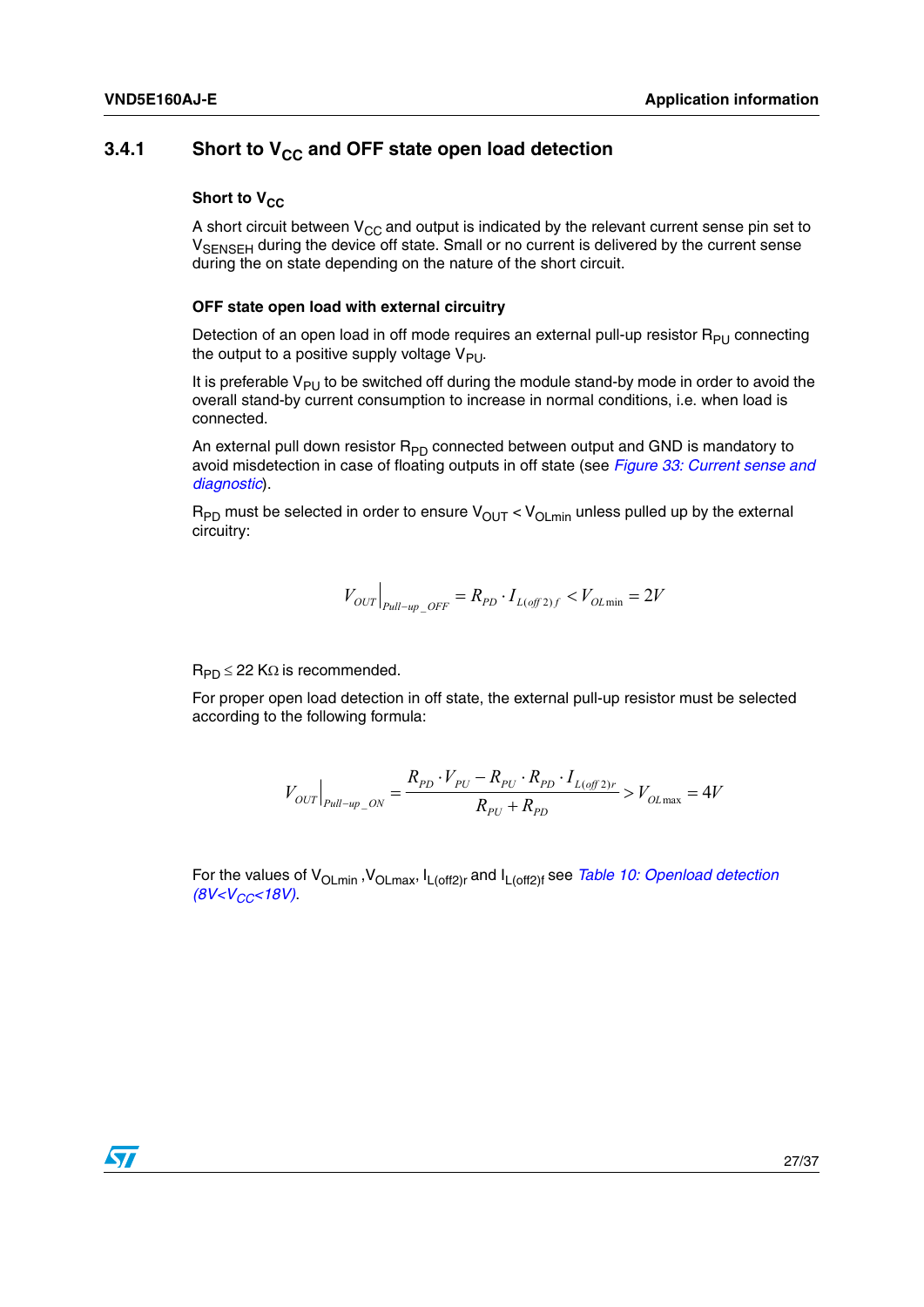### 3.4.1 Short to $V_{CC}$ and OFF state open load detection

#### Short to $V_{CC}$

A short circuit between $V_{CC}$ and output is indicated by the relevant current sense pin set to $V_{SENSEH}$ during the device off state. Small or no current is delivered by the current sense during the on state depending on the nature of the short circuit.

#### OFF state open load with external circuitry

Detection of an open load in off mode requires an external pull-up resistor $R_{PU}$ connecting the output to a positive supply voltage $V_{PU}$.

It is preferable $V_{PU}$ to be switched off during the module stand-by mode in order to avoid the overall stand-by current consumption to increase in normal conditions, i.e. when load is connected.

An external pull down resistor $R_{PD}$ connected between output and GND is mandatory to avoid misdetection in case of floating outputs in off state (see *Figure 33: Current sense and diagnostic*).

$R_{PD}$ must be selected in order to ensure $V_{OUT} < V_{OLmin}$ unless pulled up by the external circuitry:

$$V_{OUT}\Big|_{Pull-up\_OFF} = R_{PD} \cdot I_{L(off2)f} < V_{OL\min} = 2V$$

$R_{PD} \leq 22\ K\Omega$ is recommended.

For proper open load detection in off state, the external pull-up resistor must be selected according to the following formula:

$$V_{OUT}\Big|_{Pull-up\_ON} = \frac{R_{PD} \cdot V_{PU} - R_{PU} \cdot R_{PD} \cdot I_{L(off2)r}}{R_{PU} + R_{PD}} > V_{OL\max} = 4V$$

For the values of $V_{OLmin}$, $V_{OLmax}$, $I_{L(off2)r}$ and $I_{L(off2)f}$ see *Table 10: Openload detection ($8V<V_{CC}<18V$)*.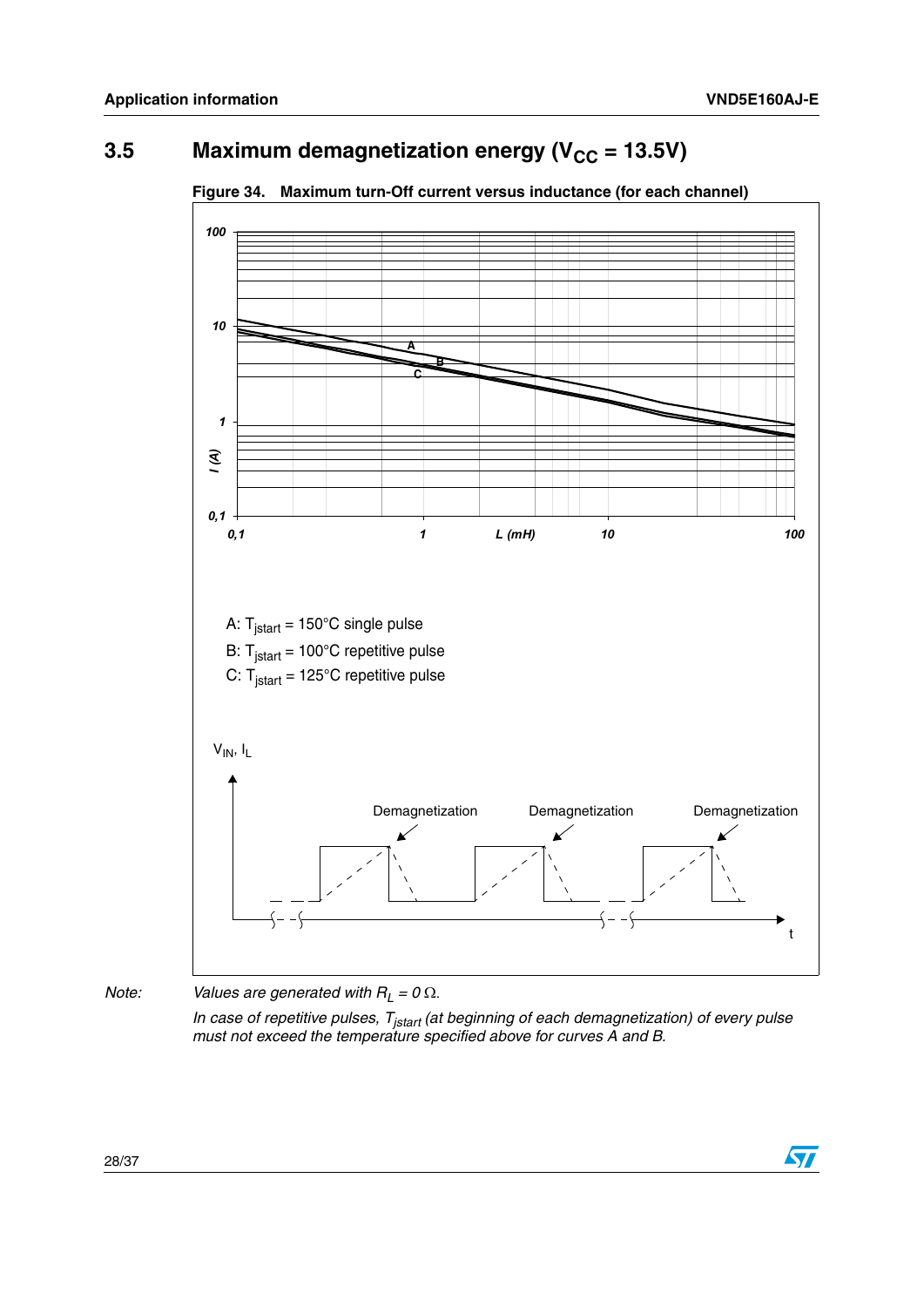## 3.5 Maximum demagnetization energy ($V_{CC}$ = 13.5V)

**Figure 34. Maximum turn-Off current versus inductance (for each channel)**

A: $T_{jstart}$ = 150°C single pulse

B: $T_{jstart}$ = 100°C repetitive pulse

C: $T_{jstart}$ = 125°C repetitive pulse

*Note: Values are generated with $R_L = 0\ \Omega$.*

*In case of repetitive pulses, $T_{jstart}$ (at beginning of each demagnetization) of every pulse must not exceed the temperature specified above for curves A and B.*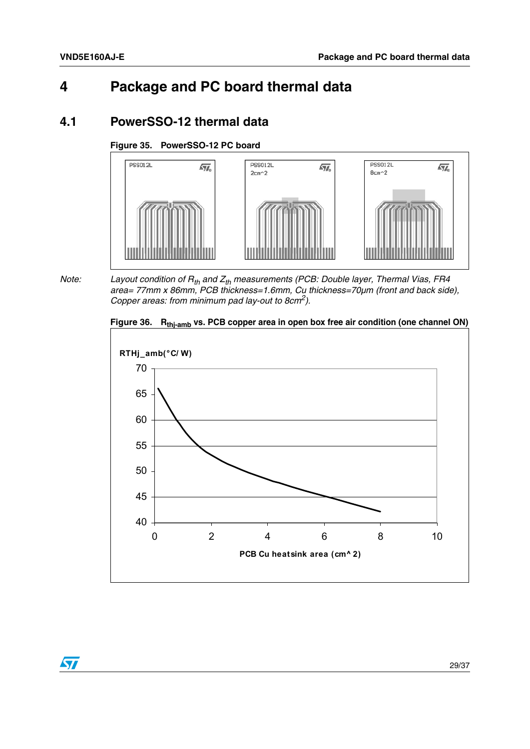# 4 Package and PC board thermal data

## 4.1 PowerSSO-12 thermal data

**Figure 35. PowerSSO-12 PC board**

*Note: Layout condition of $R_{th}$ and $Z_{th}$ measurements (PCB: Double layer, Thermal Vias, FR4 area= 77mm x 86mm, PCB thickness=1.6mm, Cu thickness=70µm (front and back side), Copper areas: from minimum pad lay-out to 8cm$^2$).*

**Figure 36. $R_{thj-amb}$ vs. PCB copper area in open box free air condition (one channel ON)**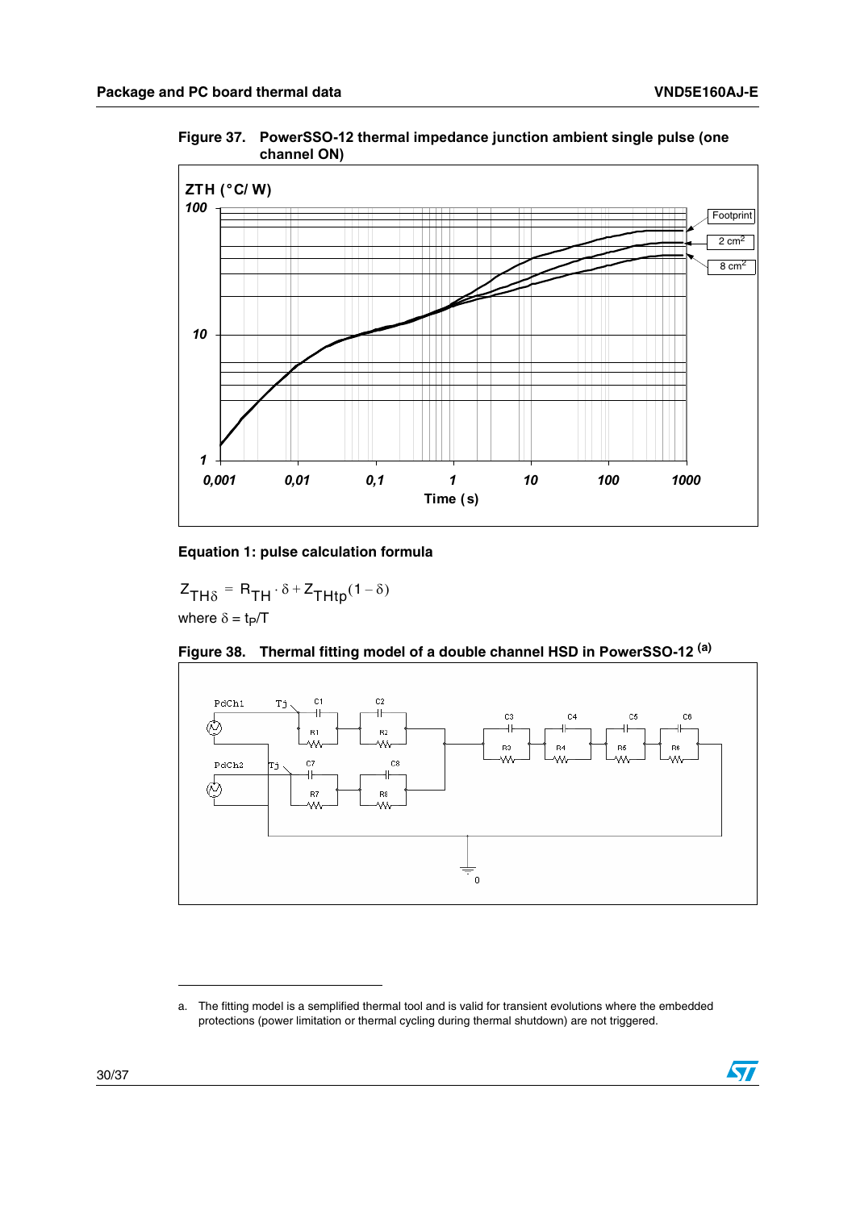**Figure 37. PowerSSO-12 thermal impedance junction ambient single pulse (one channel ON)**

**Equation 1: pulse calculation formula**

$$Z_{TH\delta} = R_{TH} \cdot \delta + Z_{THtp}(1 - \delta)$$

where $\delta = t_P/T$

**Figure 38. Thermal fitting model of a double channel HSD in PowerSSO-12** [(a)]

---

a. The fitting model is a semplified thermal tool and is valid for transient evolutions where the embedded protections (power limitation or thermal cycling during thermal shutdown) are not triggered.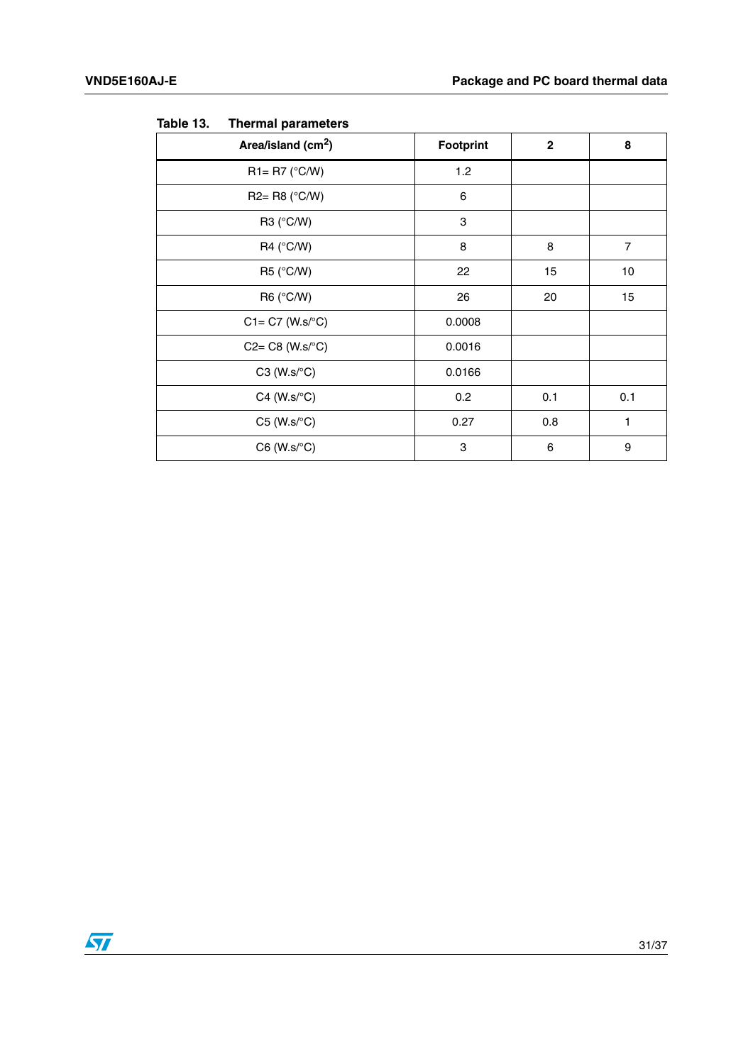Table 13. Thermal parameters

| Area/island ($cm^2$) | Footprint | 2 | 8 |
|---|---|---|---|
| R1= R7 (°C/W) | 1.2 | | |
| R2= R8 (°C/W) | 6 | | |
| R3 (°C/W) | 3 | | |
| R4 (°C/W) | 8 | 8 | 7 |
| R5 (°C/W) | 22 | 15 | 10 |
| R6 (°C/W) | 26 | 20 | 15 |
| C1= C7 (W.s/°C) | 0.0008 | | |
| C2= C8 (W.s/°C) | 0.0016 | | |
| C3 (W.s/°C) | 0.0166 | | |
| C4 (W.s/°C) | 0.2 | 0.1 | 0.1 |
| C5 (W.s/°C) | 0.27 | 0.8 | 1 |
| C6 (W.s/°C) | 3 | 6 | 9 |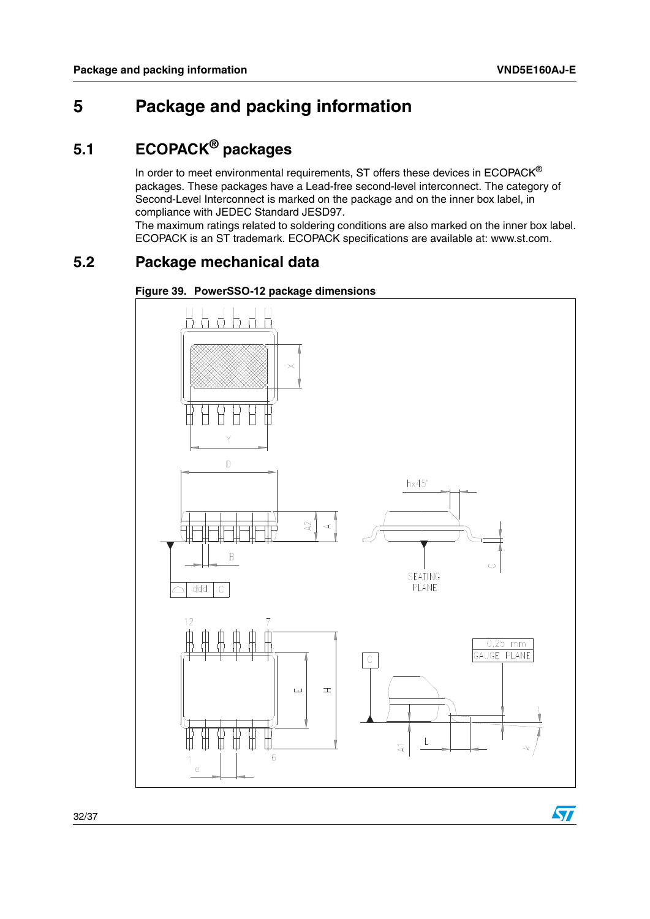# 5 Package and packing information

## 5.1 ECOPACK® packages

In order to meet environmental requirements, ST offers these devices in ECOPACK® packages. These packages have a Lead-free second-level interconnect. The category of Second-Level Interconnect is marked on the package and on the inner box label, in compliance with JEDEC Standard JESD97.

The maximum ratings related to soldering conditions are also marked on the inner box label. ECOPACK is an ST trademark. ECOPACK specifications are available at: www.st.com.

## 5.2 Package mechanical data

**Figure 39. PowerSSO-12 package dimensions**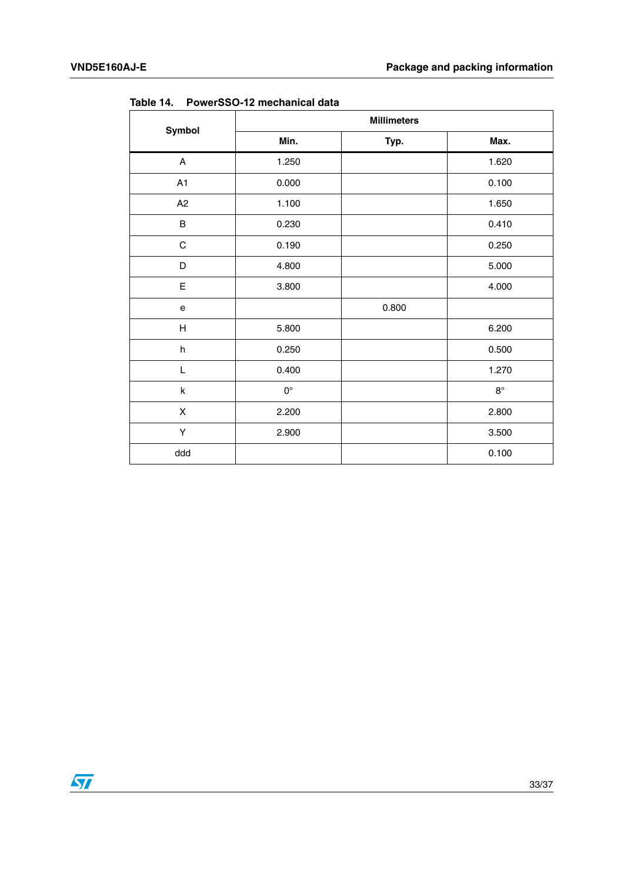**Table 14. PowerSSO-12 mechanical data**

| Symbol | Millimeters | | |
|---|---|---|---|
| | Min. | Typ. | Max. |
| A | 1.250 | | 1.620 |
| A1 | 0.000 | | 0.100 |
| A2 | 1.100 | | 1.650 |
| B | 0.230 | | 0.410 |
| C | 0.190 | | 0.250 |
| D | 4.800 | | 5.000 |
| E | 3.800 | | 4.000 |
| e | | 0.800 | |
| H | 5.800 | | 6.200 |
| h | 0.250 | | 0.500 |
| L | 0.400 | | 1.270 |
| k | 0° | | 8° |
| X | 2.200 | | 2.800 |
| Y | 2.900 | | 3.500 |
| ddd | | | 0.100 |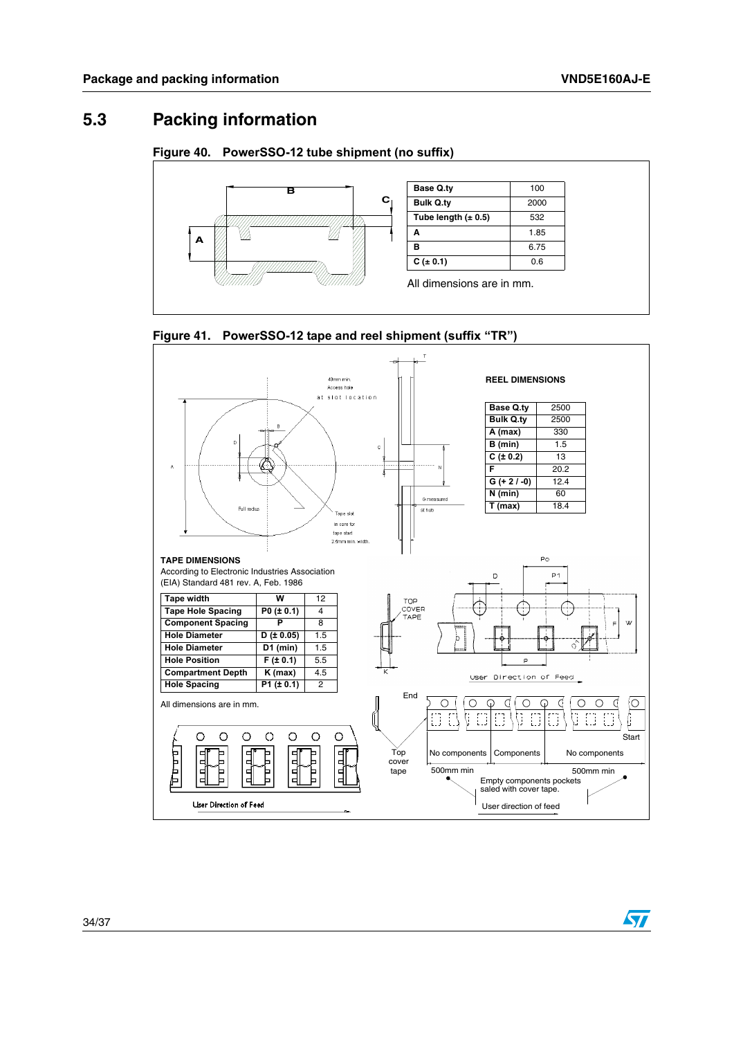## 5.3 Packing information

**Figure 40. PowerSSO-12 tube shipment (no suffix)**

| Base Q.ty | 100 |
|---|---|
| Bulk Q.ty | 2000 |
| Tube length (± 0.5) | 532 |
| A | 1.85 |
| B | 6.75 |
| C (± 0.1) | 0.6 |

All dimensions are in mm.

**Figure 41. PowerSSO-12 tape and reel shipment (suffix "TR")**

REEL DIMENSIONS

| Base Q.ty | 2500 |
|---|---|
| Bulk Q.ty | 2500 |
| A (max) | 330 |
| B (min) | 1.5 |
| C (± 0.2) | 13 |
| F | 20.2 |
| G (+ 2 / -0) | 12.4 |
| N (min) | 60 |
| T (max) | 18.4 |

TAPE DIMENSIONS

According to Electronic Industries Association (EIA) Standard 481 rev. A, Feb. 1986

| Tape width | W | 12 |
|---|---|---|
| Tape Hole Spacing | P0 (± 0.1) | 4 |
| Component Spacing | P | 8 |
| Hole Diameter | D (± 0.05) | 1.5 |
| Hole Diameter | D1 (min) | 1.5 |
| Hole Position | F (± 0.1) | 5.5 |
| Compartment Depth | K (max) | 4.5 |
| Hole Spacing | P1 (± 0.1) | 2 |

All dimensions are in mm.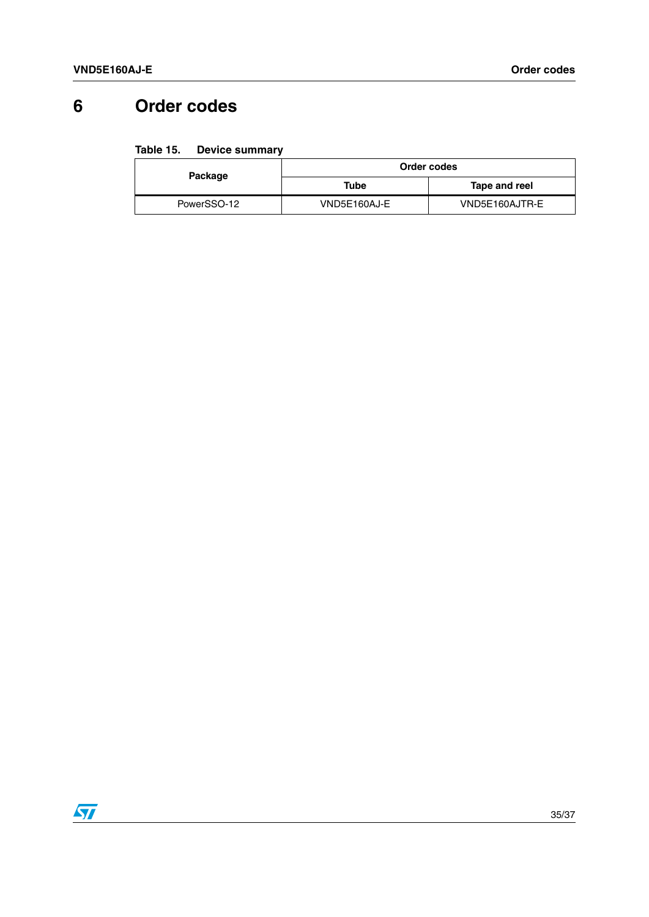# 6 Order codes

Table 15. Device summary

| Package | Order codes | |
|---|---|---|
| | Tube | Tape and reel |
| PowerSSO-12 | VND5E160AJ-E | VND5E160AJTR-E |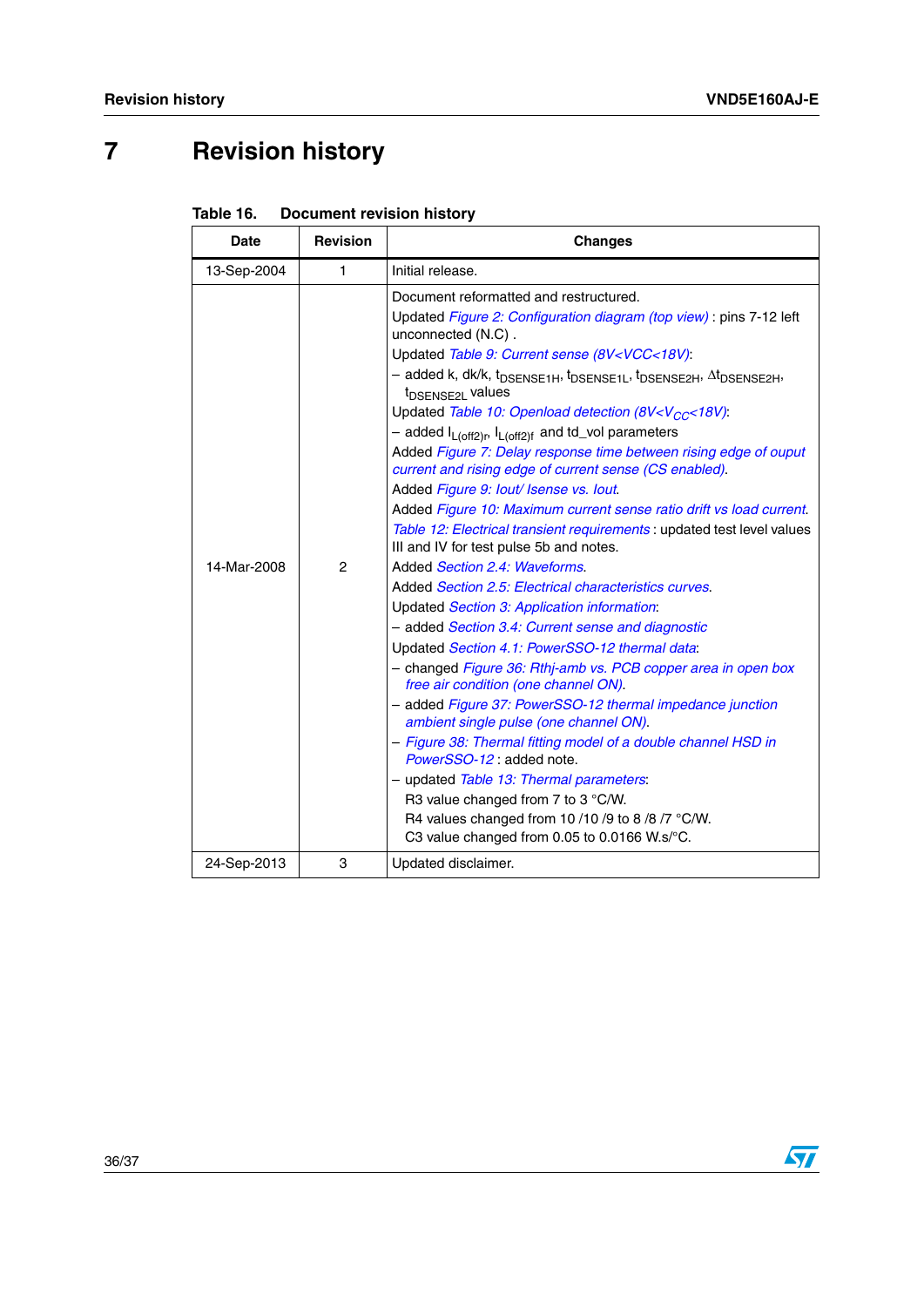# 7 Revision history

Table 16. Document revision history

| Date | Revision | Changes |
|---|---|---|
| 13-Sep-2004 | 1 | Initial release. |
| 14-Mar-2008 | 2 | Document reformatted and restructured.<br>Updated *Figure 2: Configuration diagram (top view)* : pins 7-12 left unconnected (N.C) .<br>Updated *Table 9: Current sense (8V<VCC<18V)*:<br>– added k, dk/k, $t_{DSENSE1H}$, $t_{DSENSE1L}$, $t_{DSENSE2H}$, $\Delta t_{DSENSE2H}$, $t_{DSENSE2L}$ values<br>Updated *Table 10: Openload detection (8V<$V_{CC}$<18V)*:<br>– added $I_{L(off2)r}$, $I_{L(off2)f}$ and td_vol parameters<br>Added *Figure 7: Delay response time between rising edge of ouput current and rising edge of current sense (CS enabled)*.<br>Added *Figure 9: Iout/ Isense vs. Iout*.<br>Added *Figure 10: Maximum current sense ratio drift vs load current*.<br>*Table 12: Electrical transient requirements* : updated test level values III and IV for test pulse 5b and notes.<br>Added *Section 2.4: Waveforms*.<br>Added *Section 2.5: Electrical characteristics curves*.<br>Updated *Section 3: Application information*:<br>– added *Section 3.4: Current sense and diagnostic*<br>Updated *Section 4.1: PowerSSO-12 thermal data*:<br>– changed *Figure 36: Rthj-amb vs. PCB copper area in open box free air condition (one channel ON)*.<br>– added *Figure 37: PowerSSO-12 thermal impedance junction ambient single pulse (one channel ON)*.<br>– *Figure 38: Thermal fitting model of a double channel HSD in PowerSSO-12* : added note.<br>– updated *Table 13: Thermal parameters*:<br>R3 value changed from 7 to 3 °C/W.<br>R4 values changed from 10 /10 /9 to 8 /8 /7 °C/W.<br>C3 value changed from 0.05 to 0.0166 W.s/°C. |
| 24-Sep-2013 | 3 | Updated disclaimer. |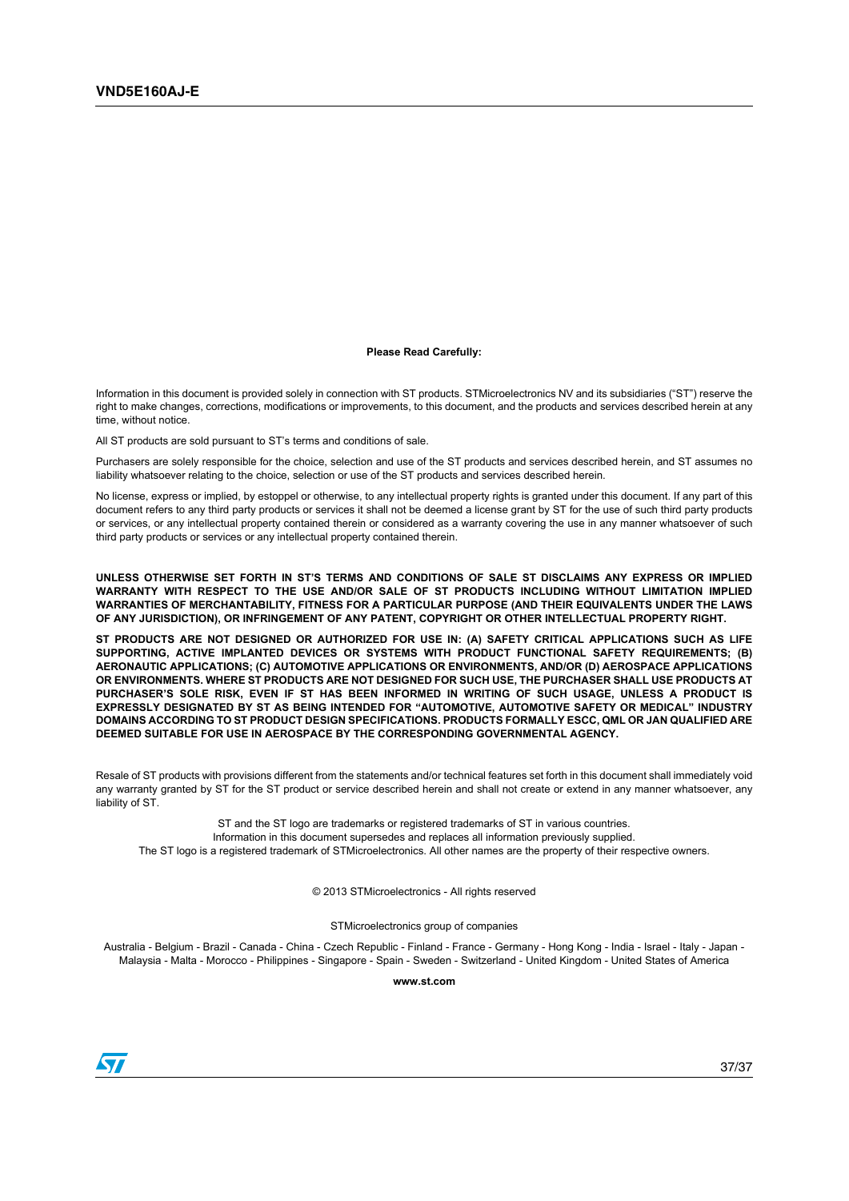**Please Read Carefully:**

Information in this document is provided solely in connection with ST products. STMicroelectronics NV and its subsidiaries ("ST") reserve the right to make changes, corrections, modifications or improvements, to this document, and the products and services described herein at any time, without notice.

All ST products are sold pursuant to ST's terms and conditions of sale.

Purchasers are solely responsible for the choice, selection and use of the ST products and services described herein, and ST assumes no liability whatsoever relating to the choice, selection or use of the ST products and services described herein.

No license, express or implied, by estoppel or otherwise, to any intellectual property rights is granted under this document. If any part of this document refers to any third party products or services it shall not be deemed a license grant by ST for the use of such third party products or services, or any intellectual property contained therein or considered as a warranty covering the use in any manner whatsoever of such third party products or services or any intellectual property contained therein.

**UNLESS OTHERWISE SET FORTH IN ST'S TERMS AND CONDITIONS OF SALE ST DISCLAIMS ANY EXPRESS OR IMPLIED WARRANTY WITH RESPECT TO THE USE AND/OR SALE OF ST PRODUCTS INCLUDING WITHOUT LIMITATION IMPLIED WARRANTIES OF MERCHANTABILITY, FITNESS FOR A PARTICULAR PURPOSE (AND THEIR EQUIVALENTS UNDER THE LAWS OF ANY JURISDICTION), OR INFRINGEMENT OF ANY PATENT, COPYRIGHT OR OTHER INTELLECTUAL PROPERTY RIGHT.**

**ST PRODUCTS ARE NOT DESIGNED OR AUTHORIZED FOR USE IN: (A) SAFETY CRITICAL APPLICATIONS SUCH AS LIFE SUPPORTING, ACTIVE IMPLANTED DEVICES OR SYSTEMS WITH PRODUCT FUNCTIONAL SAFETY REQUIREMENTS; (B) AERONAUTIC APPLICATIONS; (C) AUTOMOTIVE APPLICATIONS OR ENVIRONMENTS, AND/OR (D) AEROSPACE APPLICATIONS OR ENVIRONMENTS. WHERE ST PRODUCTS ARE NOT DESIGNED FOR SUCH USE, THE PURCHASER SHALL USE PRODUCTS AT PURCHASER'S SOLE RISK, EVEN IF ST HAS BEEN INFORMED IN WRITING OF SUCH USAGE, UNLESS A PRODUCT IS EXPRESSLY DESIGNATED BY ST AS BEING INTENDED FOR "AUTOMOTIVE, AUTOMOTIVE SAFETY OR MEDICAL" INDUSTRY DOMAINS ACCORDING TO ST PRODUCT DESIGN SPECIFICATIONS. PRODUCTS FORMALLY ESCC, QML OR JAN QUALIFIED ARE DEEMED SUITABLE FOR USE IN AEROSPACE BY THE CORRESPONDING GOVERNMENTAL AGENCY.**

Resale of ST products with provisions different from the statements and/or technical features set forth in this document shall immediately void any warranty granted by ST for the ST product or service described herein and shall not create or extend in any manner whatsoever, any liability of ST.

ST and the ST logo are trademarks or registered trademarks of ST in various countries.
Information in this document supersedes and replaces all information previously supplied.
The ST logo is a registered trademark of STMicroelectronics. All other names are the property of their respective owners.

© 2013 STMicroelectronics - All rights reserved

STMicroelectronics group of companies

Australia - Belgium - Brazil - Canada - China - Czech Republic - Finland - France - Germany - Hong Kong - India - Israel - Italy - Japan - Malaysia - Malta - Morocco - Philippines - Singapore - Spain - Sweden - Switzerland - United Kingdom - United States of America

**www.st.com**